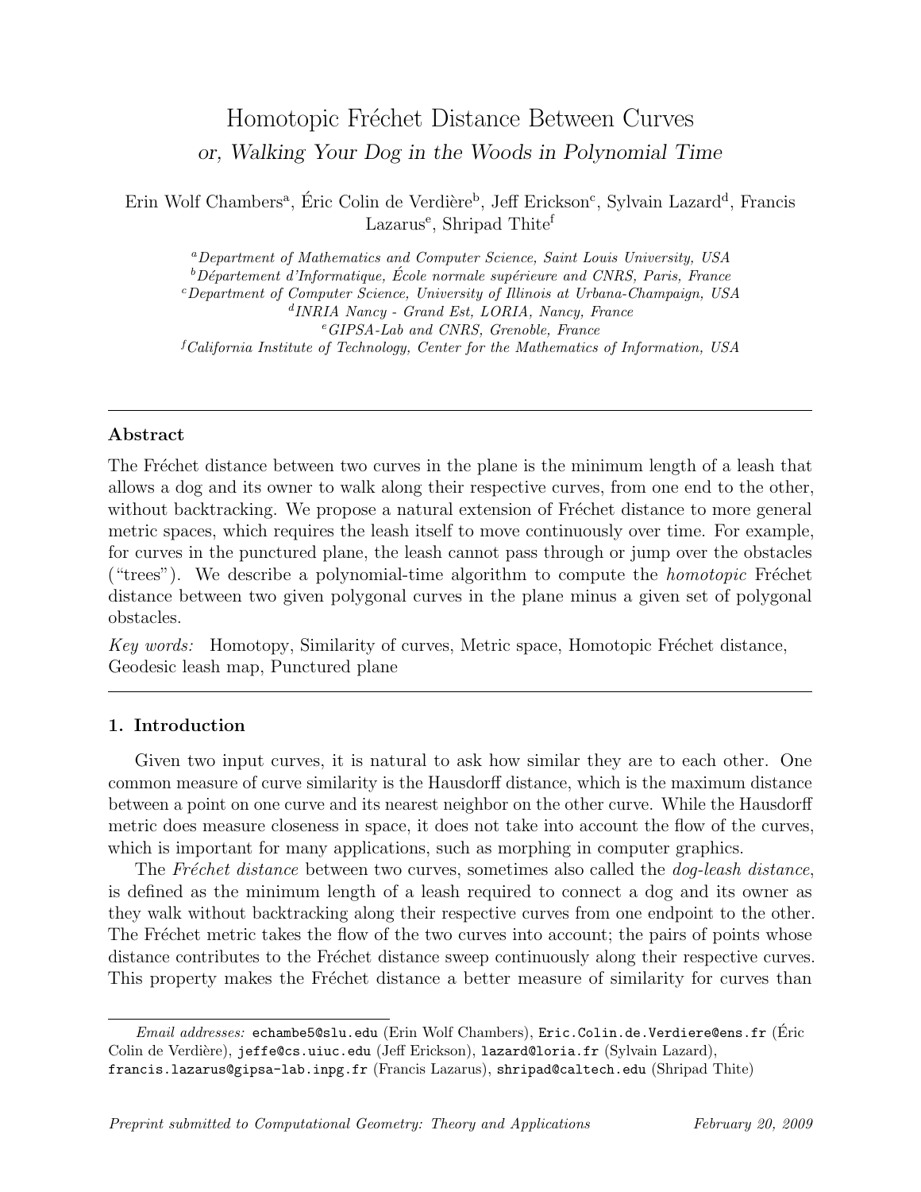# Homotopic Fréchet Distance Between Curves

*or, Walking Your Dog in the Woods in Polynomial Time*

Erin Wolf Chambers[a], Éric Colin de Verdière[b], Jeff Erickson[c], Sylvain Lazard[d], Francis Lazarus[e], Shripad Thite[f]

[a] *Department of Mathematics and Computer Science, Saint Louis University, USA*
[b] *Département d'Informatique, École normale supérieure and CNRS, Paris, France*
[c] *Department of Computer Science, University of Illinois at Urbana-Champaign, USA*
[d] *INRIA Nancy - Grand Est, LORIA, Nancy, France*
[e] *GIPSA-Lab and CNRS, Grenoble, France*
[f] *California Institute of Technology, Center for the Mathematics of Information, USA*

---

**Abstract**

The Fréchet distance between two curves in the plane is the minimum length of a leash that allows a dog and its owner to walk along their respective curves, from one end to the other, without backtracking. We propose a natural extension of Fréchet distance to more general metric spaces, which requires the leash itself to move continuously over time. For example, for curves in the punctured plane, the leash cannot pass through or jump over the obstacles ("trees"). We describe a polynomial-time algorithm to compute the *homotopic* Fréchet distance between two given polygonal curves in the plane minus a given set of polygonal obstacles.

*Key words:* Homotopy, Similarity of curves, Metric space, Homotopic Fréchet distance, Geodesic leash map, Punctured plane

---

## 1. Introduction

Given two input curves, it is natural to ask how similar they are to each other. One common measure of curve similarity is the Hausdorff distance, which is the maximum distance between a point on one curve and its nearest neighbor on the other curve. While the Hausdorff metric does measure closeness in space, it does not take into account the flow of the curves, which is important for many applications, such as morphing in computer graphics.

The *Fréchet distance* between two curves, sometimes also called the *dog-leash distance*, is defined as the minimum length of a leash required to connect a dog and its owner as they walk without backtracking along their respective curves from one endpoint to the other. The Fréchet metric takes the flow of the two curves into account; the pairs of points whose distance contributes to the Fréchet distance sweep continuously along their respective curves. This property makes the Fréchet distance a better measure of similarity for curves than

*Email addresses:* echambe5@slu.edu (Erin Wolf Chambers), Eric.Colin.de.Verdiere@ens.fr (Éric Colin de Verdière), jeffe@cs.uiuc.edu (Jeff Erickson), lazard@loria.fr (Sylvain Lazard), francis.lazarus@gipsa-lab.inpg.fr (Francis Lazarus), shripad@caltech.edu (Shripad Thite)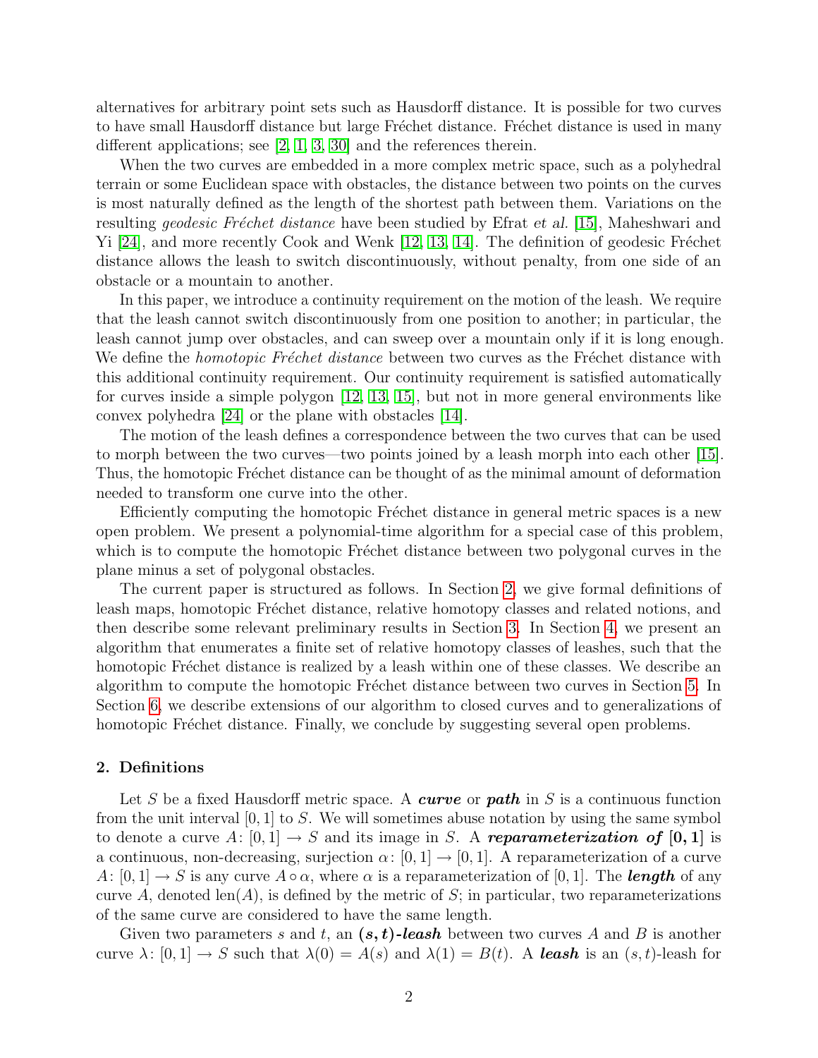alternatives for arbitrary point sets such as Hausdorff distance. It is possible for two curves to have small Hausdorff distance but large Fréchet distance. Fréchet distance is used in many different applications; see [2, 1, 3, 30] and the references therein.

When the two curves are embedded in a more complex metric space, such as a polyhedral terrain or some Euclidean space with obstacles, the distance between two points on the curves is most naturally defined as the length of the shortest path between them. Variations on the resulting *geodesic Fréchet distance* have been studied by Efrat *et al.* [15], Maheshwari and Yi [24], and more recently Cook and Wenk [12, 13, 14]. The definition of geodesic Fréchet distance allows the leash to switch discontinuously, without penalty, from one side of an obstacle or a mountain to another.

In this paper, we introduce a continuity requirement on the motion of the leash. We require that the leash cannot switch discontinuously from one position to another; in particular, the leash cannot jump over obstacles, and can sweep over a mountain only if it is long enough. We define the *homotopic Fréchet distance* between two curves as the Fréchet distance with this additional continuity requirement. Our continuity requirement is satisfied automatically for curves inside a simple polygon [12, 13, 15], but not in more general environments like convex polyhedra [24] or the plane with obstacles [14].

The motion of the leash defines a correspondence between the two curves that can be used to morph between the two curves—two points joined by a leash morph into each other [15]. Thus, the homotopic Fréchet distance can be thought of as the minimal amount of deformation needed to transform one curve into the other.

Efficiently computing the homotopic Fréchet distance in general metric spaces is a new open problem. We present a polynomial-time algorithm for a special case of this problem, which is to compute the homotopic Fréchet distance between two polygonal curves in the plane minus a set of polygonal obstacles.

The current paper is structured as follows. In Section 2, we give formal definitions of leash maps, homotopic Fréchet distance, relative homotopy classes and related notions, and then describe some relevant preliminary results in Section 3. In Section 4, we present an algorithm that enumerates a finite set of relative homotopy classes of leashes, such that the homotopic Fréchet distance is realized by a leash within one of these classes. We describe an algorithm to compute the homotopic Fréchet distance between two curves in Section 5. In Section 6, we describe extensions of our algorithm to closed curves and to generalizations of homotopic Fréchet distance. Finally, we conclude by suggesting several open problems.

## 2. Definitions

Let $S$ be a fixed Hausdorff metric space. A ***curve*** or ***path*** in $S$ is a continuous function from the unit interval $[0, 1]$ to $S$. We will sometimes abuse notation by using the same symbol to denote a curve $A\colon [0, 1] \to S$ and its image in $S$. A ***reparameterization of*** $\boldsymbol{[0, 1]}$ is a continuous, non-decreasing, surjection $\alpha\colon [0, 1] \to [0, 1]$. A reparameterization of a curve $A\colon [0, 1] \to S$ is any curve $A \circ \alpha$, where $\alpha$ is a reparameterization of $[0, 1]$. The ***length*** of any curve $A$, denoted $\operatorname{len}(A)$, is defined by the metric of $S$; in particular, two reparameterizations of the same curve are considered to have the same length.

Given two parameters $s$ and $t$, an ***$(s, t)$-leash*** between two curves $A$ and $B$ is another curve $\lambda\colon [0, 1] \to S$ such that $\lambda(0) = A(s)$ and $\lambda(1) = B(t)$. A ***leash*** is an $(s, t)$-leash for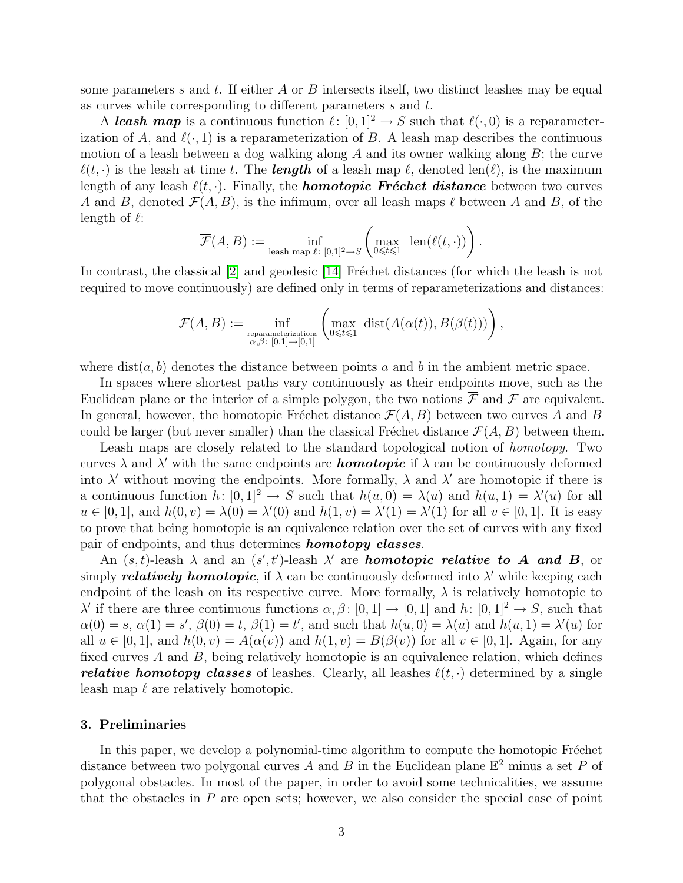some parameters $s$ and $t$. If either $A$ or $B$ intersects itself, two distinct leashes may be equal as curves while corresponding to different parameters $s$ and $t$.

A ***leash map*** is a continuous function $\ell\colon [0,1]^2 \to S$ such that $\ell(\cdot, 0)$ is a reparameterization of $A$, and $\ell(\cdot, 1)$ is a reparameterization of $B$. A leash map describes the continuous motion of a leash between a dog walking along $A$ and its owner walking along $B$; the curve $\ell(t, \cdot)$ is the leash at time $t$. The ***length*** of a leash map $\ell$, denoted $\operatorname{len}(\ell)$, is the maximum length of any leash $\ell(t, \cdot)$. Finally, the ***homotopic Fréchet distance*** between two curves $A$ and $B$, denoted $\overline{\mathcal{F}}(A, B)$, is the infimum, over all leash maps $\ell$ between $A$ and $B$, of the length of $\ell$:

$$\overline{\mathcal{F}}(A, B) := \inf_{\text{leash map } \ell\colon [0,1]^2 \to S} \left( \max_{0 \leqslant t \leqslant 1} \ \operatorname{len}(\ell(t, \cdot)) \right).$$

In contrast, the classical [2] and geodesic [14] Fréchet distances (for which the leash is not required to move continuously) are defined only in terms of reparameterizations and distances:

$$\mathcal{F}(A, B) := \inf_{\substack{\text{reparameterizations} \\ \alpha, \beta\colon [0,1] \to [0,1]}} \left( \max_{0 \leqslant t \leqslant 1} \ \operatorname{dist}(A(\alpha(t)), B(\beta(t))) \right),$$

where $\operatorname{dist}(a, b)$ denotes the distance between points $a$ and $b$ in the ambient metric space.

In spaces where shortest paths vary continuously as their endpoints move, such as the Euclidean plane or the interior of a simple polygon, the two notions $\overline{\mathcal{F}}$ and $\mathcal{F}$ are equivalent. In general, however, the homotopic Fréchet distance $\overline{\mathcal{F}}(A, B)$ between two curves $A$ and $B$ could be larger (but never smaller) than the classical Fréchet distance $\mathcal{F}(A, B)$ between them.

Leash maps are closely related to the standard topological notion of *homotopy*. Two curves $\lambda$ and $\lambda'$ with the same endpoints are ***homotopic*** if $\lambda$ can be continuously deformed into $\lambda'$ without moving the endpoints. More formally, $\lambda$ and $\lambda'$ are homotopic if there is a continuous function $h\colon [0,1]^2 \to S$ such that $h(u, 0) = \lambda(u)$ and $h(u, 1) = \lambda'(u)$ for all $u \in [0,1]$, and $h(0, v) = \lambda(0) = \lambda'(0)$ and $h(1, v) = \lambda(1) = \lambda'(1)$ for all $v \in [0,1]$. It is easy to prove that being homotopic is an equivalence relation over the set of curves with any fixed pair of endpoints, and thus determines ***homotopy classes***.

An $(s,t)$-leash $\lambda$ and an $(s', t')$-leash $\lambda'$ are ***homotopic relative to A and B***, or simply ***relatively homotopic***, if $\lambda$ can be continuously deformed into $\lambda'$ while keeping each endpoint of the leash on its respective curve. More formally, $\lambda$ is relatively homotopic to $\lambda'$ if there are three continuous functions $\alpha, \beta\colon [0,1] \to [0,1]$ and $h\colon [0,1]^2 \to S$, such that $\alpha(0) = s$, $\alpha(1) = s'$, $\beta(0) = t$, $\beta(1) = t'$, and such that $h(u, 0) = \lambda(u)$ and $h(u, 1) = \lambda'(u)$ for all $u \in [0,1]$, and $h(0, v) = A(\alpha(v))$ and $h(1, v) = B(\beta(v))$ for all $v \in [0,1]$. Again, for any fixed curves $A$ and $B$, being relatively homotopic is an equivalence relation, which defines ***relative homotopy classes*** of leashes. Clearly, all leashes $\ell(t, \cdot)$ determined by a single leash map $\ell$ are relatively homotopic.

## 3. Preliminaries

In this paper, we develop a polynomial-time algorithm to compute the homotopic Fréchet distance between two polygonal curves $A$ and $B$ in the Euclidean plane $\mathbb{E}^2$ minus a set $P$ of polygonal obstacles. In most of the paper, in order to avoid some technicalities, we assume that the obstacles in $P$ are open sets; however, we also consider the special case of point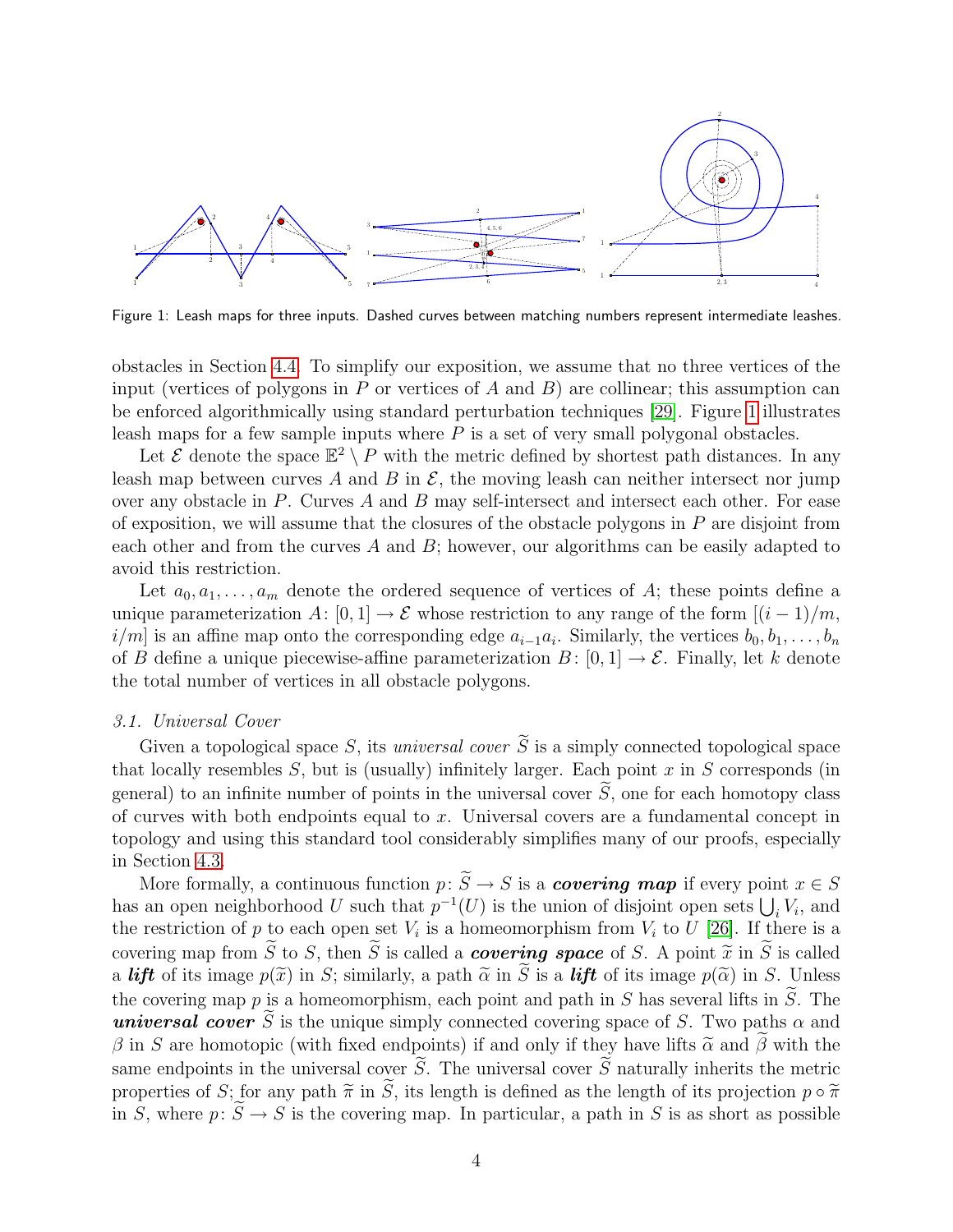Figure 1: Leash maps for three inputs. Dashed curves between matching numbers represent intermediate leashes.

obstacles in Section 4.4. To simplify our exposition, we assume that no three vertices of the input (vertices of polygons in $P$ or vertices of $A$ and $B$) are collinear; this assumption can be enforced algorithmically using standard perturbation techniques [29]. Figure 1 illustrates leash maps for a few sample inputs where $P$ is a set of very small polygonal obstacles.

Let $\mathcal{E}$ denote the space $\mathbb{E}^2 \setminus P$ with the metric defined by shortest path distances. In any leash map between curves $A$ and $B$ in $\mathcal{E}$, the moving leash can neither intersect nor jump over any obstacle in $P$. Curves $A$ and $B$ may self-intersect and intersect each other. For ease of exposition, we will assume that the closures of the obstacle polygons in $P$ are disjoint from each other and from the curves $A$ and $B$; however, our algorithms can be easily adapted to avoid this restriction.

Let $a_0, a_1, \ldots, a_m$ denote the ordered sequence of vertices of $A$; these points define a unique parameterization $A\colon [0,1] \to \mathcal{E}$ whose restriction to any range of the form $[(i-1)/m, i/m]$ is an affine map onto the corresponding edge $a_{i-1}a_i$. Similarly, the vertices $b_0, b_1, \ldots, b_n$ of $B$ define a unique piecewise-affine parameterization $B\colon [0,1] \to \mathcal{E}$. Finally, let $k$ denote the total number of vertices in all obstacle polygons.

### *3.1. Universal Cover*

Given a topological space $S$, its *universal cover* $\widetilde{S}$ is a simply connected topological space that locally resembles $S$, but is (usually) infinitely larger. Each point $x$ in $S$ corresponds (in general) to an infinite number of points in the universal cover $\widetilde{S}$, one for each homotopy class of curves with both endpoints equal to $x$. Universal covers are a fundamental concept in topology and using this standard tool considerably simplifies many of our proofs, especially in Section 4.3.

More formally, a continuous function $p\colon \widetilde{S} \to S$ is a ***covering map*** if every point $x \in S$ has an open neighborhood $U$ such that $p^{-1}(U)$ is the union of disjoint open sets $\bigcup_i V_i$, and the restriction of $p$ to each open set $V_i$ is a homeomorphism from $V_i$ to $U$ [26]. If there is a covering map from $\widetilde{S}$ to $S$, then $\widetilde{S}$ is called a ***covering space*** of $S$. A point $\widetilde{x}$ in $\widetilde{S}$ is called a ***lift*** of its image $p(\widetilde{x})$ in $S$; similarly, a path $\widetilde{\alpha}$ in $\widetilde{S}$ is a ***lift*** of its image $p(\widetilde{\alpha})$ in $S$. Unless the covering map $p$ is a homeomorphism, each point and path in $S$ has several lifts in $\widetilde{S}$. The ***universal cover*** $\widetilde{S}$ is the unique simply connected covering space of $S$. Two paths $\alpha$ and $\beta$ in $S$ are homotopic (with fixed endpoints) if and only if they have lifts $\widetilde{\alpha}$ and $\widetilde{\beta}$ with the same endpoints in the universal cover $\widetilde{S}$. The universal cover $\widetilde{S}$ naturally inherits the metric properties of $S$; for any path $\widetilde{\pi}$ in $\widetilde{S}$, its length is defined as the length of its projection $p \circ \widetilde{\pi}$ in $S$, where $p\colon \widetilde{S} \to S$ is the covering map. In particular, a path in $S$ is as short as possible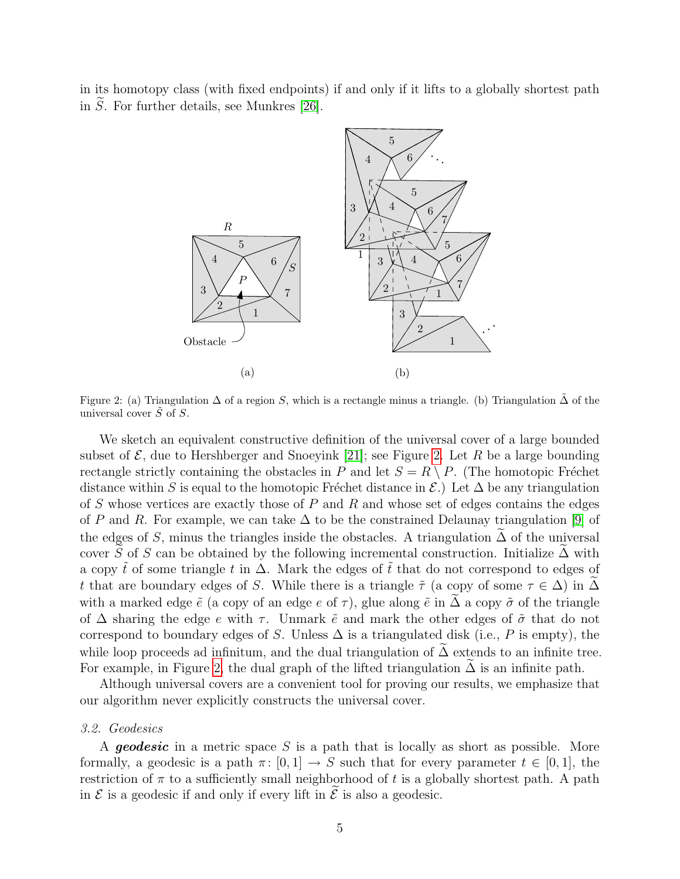in its homotopy class (with fixed endpoints) if and only if it lifts to a globally shortest path in $\widetilde{S}$. For further details, see Munkres [26].

Figure 2: (a) Triangulation $\Delta$ of a region $S$, which is a rectangle minus a triangle. (b) Triangulation $\tilde{\Delta}$ of the universal cover $\tilde{S}$ of $S$.

We sketch an equivalent constructive definition of the universal cover of a large bounded subset of $\mathcal{E}$, due to Hershberger and Snoeyink [21]; see Figure 2. Let $R$ be a large bounding rectangle strictly containing the obstacles in $P$ and let $S = R \setminus P$. (The homotopic Fréchet distance within $S$ is equal to the homotopic Fréchet distance in $\mathcal{E}$.) Let $\Delta$ be any triangulation of $S$ whose vertices are exactly those of $P$ and $R$ and whose set of edges contains the edges of $P$ and $R$. For example, we can take $\Delta$ to be the constrained Delaunay triangulation [9] of the edges of $S$, minus the triangles inside the obstacles. A triangulation $\widetilde{\Delta}$ of the universal cover $\widetilde{S}$ of $S$ can be obtained by the following incremental construction. Initialize $\widetilde{\Delta}$ with a copy $\tilde{t}$ of some triangle $t$ in $\Delta$. Mark the edges of $\tilde{t}$ that do not correspond to edges of $t$ that are boundary edges of $S$. While there is a triangle $\tilde{\tau}$ (a copy of some $\tau \in \Delta$) in $\widetilde{\Delta}$ with a marked edge $\tilde{e}$ (a copy of an edge $e$ of $\tau$), glue along $\tilde{e}$ in $\widetilde{\Delta}$ a copy $\tilde{\sigma}$ of the triangle of $\Delta$ sharing the edge $e$ with $\tau$. Unmark $\tilde{e}$ and mark the other edges of $\tilde{\sigma}$ that do not correspond to boundary edges of $S$. Unless $\Delta$ is a triangulated disk (i.e., $P$ is empty), the while loop proceeds ad infinitum, and the dual triangulation of $\widetilde{\Delta}$ extends to an infinite tree. For example, in Figure 2, the dual graph of the lifted triangulation $\widetilde{\Delta}$ is an infinite path.

Although universal covers are a convenient tool for proving our results, we emphasize that our algorithm never explicitly constructs the universal cover.

### 3.2. Geodesics

A ***geodesic*** in a metric space $S$ is a path that is locally as short as possible. More formally, a geodesic is a path $\pi\colon [0,1] \to S$ such that for every parameter $t \in [0,1]$, the restriction of $\pi$ to a sufficiently small neighborhood of $t$ is a globally shortest path. A path in $\mathcal{E}$ is a geodesic if and only if every lift in $\widetilde{\mathcal{E}}$ is also a geodesic.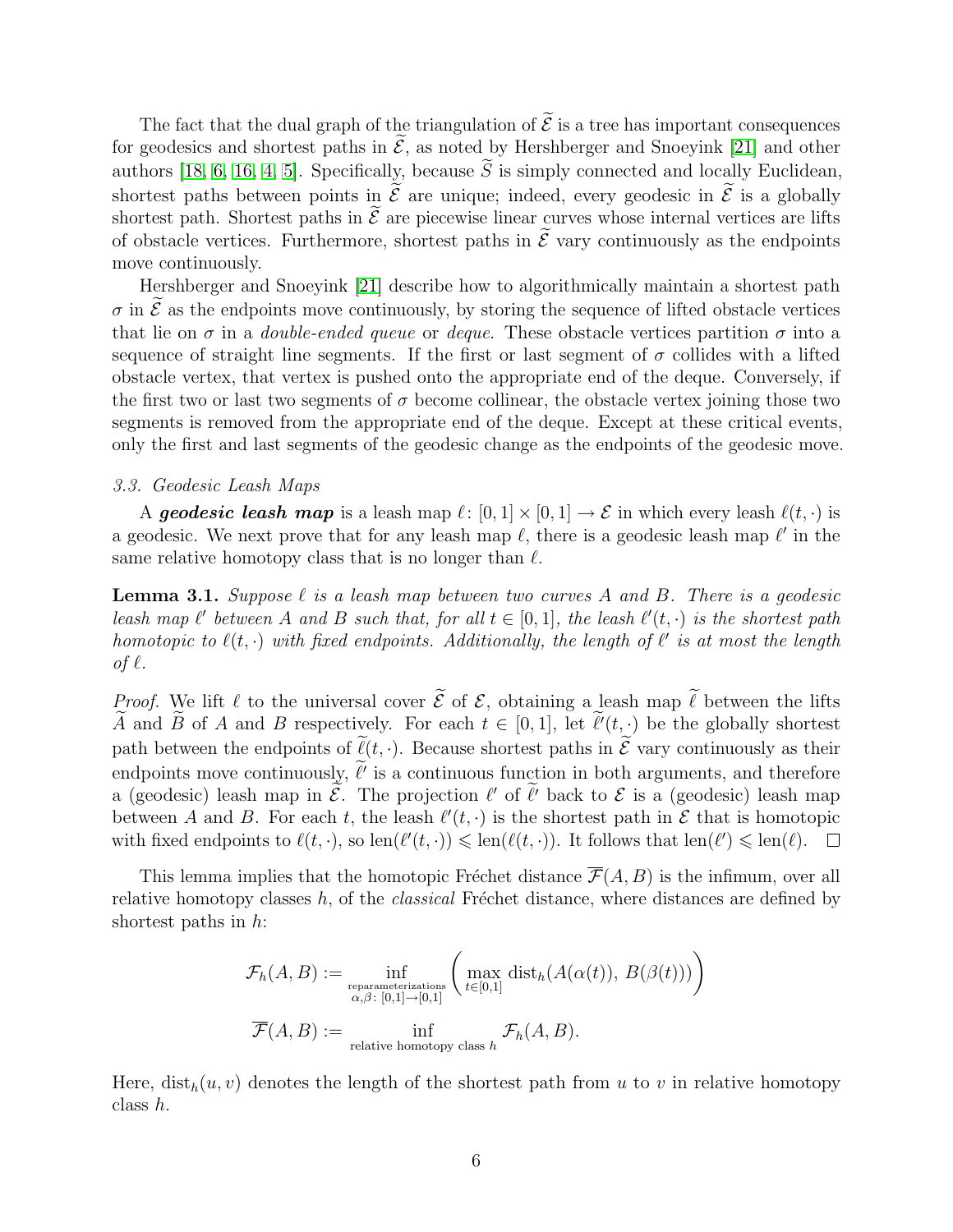The fact that the dual graph of the triangulation of $\widetilde{\mathcal{E}}$ is a tree has important consequences for geodesics and shortest paths in $\widetilde{\mathcal{E}}$, as noted by Hershberger and Snoeyink [21] and other authors [18, 6, 16, 4, 5]. Specifically, because $\widetilde{S}$ is simply connected and locally Euclidean, shortest paths between points in $\widetilde{\mathcal{E}}$ are unique; indeed, every geodesic in $\widetilde{\mathcal{E}}$ is a globally shortest path. Shortest paths in $\widetilde{\mathcal{E}}$ are piecewise linear curves whose internal vertices are lifts of obstacle vertices. Furthermore, shortest paths in $\widetilde{\mathcal{E}}$ vary continuously as the endpoints move continuously.

Hershberger and Snoeyink [21] describe how to algorithmically maintain a shortest path $\sigma$ in $\widetilde{\mathcal{E}}$ as the endpoints move continuously, by storing the sequence of lifted obstacle vertices that lie on $\sigma$ in a *double-ended queue* or *deque*. These obstacle vertices partition $\sigma$ into a sequence of straight line segments. If the first or last segment of $\sigma$ collides with a lifted obstacle vertex, that vertex is pushed onto the appropriate end of the deque. Conversely, if the first two or last two segments of $\sigma$ become collinear, the obstacle vertex joining those two segments is removed from the appropriate end of the deque. Except at these critical events, only the first and last segments of the geodesic change as the endpoints of the geodesic move.

### 3.3. Geodesic Leash Maps

A ***geodesic leash map*** is a leash map $\ell\colon [0,1] \times [0,1] \to \mathcal{E}$ in which every leash $\ell(t,\cdot)$ is a geodesic. We next prove that for any leash map $\ell$, there is a geodesic leash map $\ell'$ in the same relative homotopy class that is no longer than $\ell$.

**Lemma 3.1.** *Suppose $\ell$ is a leash map between two curves $A$ and $B$. There is a geodesic leash map $\ell'$ between $A$ and $B$ such that, for all $t \in [0,1]$, the leash $\ell'(t,\cdot)$ is the shortest path homotopic to $\ell(t,\cdot)$ with fixed endpoints. Additionally, the length of $\ell'$ is at most the length of $\ell$.*

*Proof.* We lift $\ell$ to the universal cover $\widetilde{\mathcal{E}}$ of $\mathcal{E}$, obtaining a leash map $\widetilde{\ell}$ between the lifts $\widetilde{A}$ and $\widetilde{B}$ of $A$ and $B$ respectively. For each $t \in [0,1]$, let $\widetilde{\ell}'(t,\cdot)$ be the globally shortest path between the endpoints of $\widetilde{\ell}(t,\cdot)$. Because shortest paths in $\widetilde{\mathcal{E}}$ vary continuously as their endpoints move continuously, $\widetilde{\ell}'$ is a continuous function in both arguments, and therefore a (geodesic) leash map in $\widetilde{\mathcal{E}}$. The projection $\ell'$ of $\widetilde{\ell}'$ back to $\mathcal{E}$ is a (geodesic) leash map between $A$ and $B$. For each $t$, the leash $\ell'(t,\cdot)$ is the shortest path in $\mathcal{E}$ that is homotopic with fixed endpoints to $\ell(t,\cdot)$, so $\operatorname{len}(\ell'(t,\cdot)) \leqslant \operatorname{len}(\ell(t,\cdot))$. It follows that $\operatorname{len}(\ell') \leqslant \operatorname{len}(\ell)$. $\square$

This lemma implies that the homotopic Fréchet distance $\overline{\mathcal{F}}(A,B)$ is the infimum, over all relative homotopy classes $h$, of the *classical* Fréchet distance, where distances are defined by shortest paths in $h$:

$$\mathcal{F}_h(A,B) := \inf_{\substack{\text{reparameterizations} \\ \alpha,\beta\colon [0,1]\to[0,1]}} \left( \max_{t\in[0,1]} \operatorname{dist}_h(A(\alpha(t)),\, B(\beta(t))) \right)$$

$$\overline{\mathcal{F}}(A,B) := \inf_{\text{relative homotopy class } h} \mathcal{F}_h(A,B).$$

Here, $\operatorname{dist}_h(u,v)$ denotes the length of the shortest path from $u$ to $v$ in relative homotopy class $h$.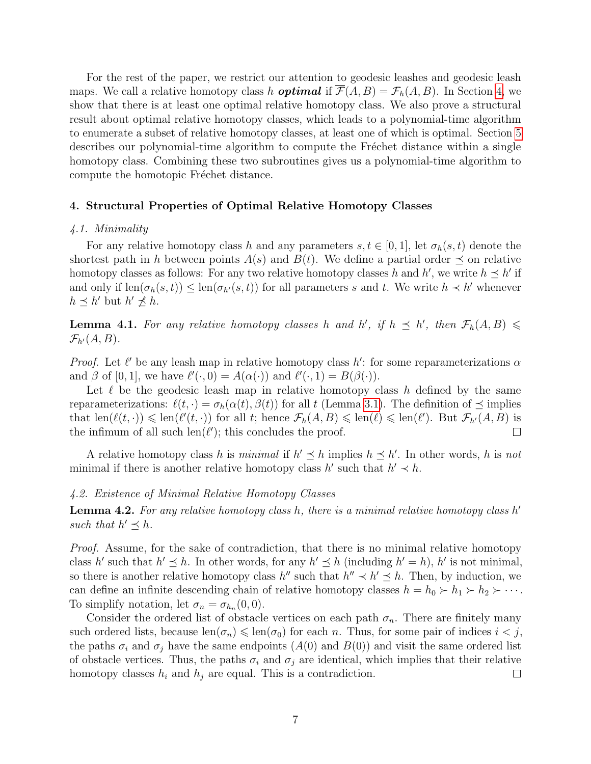For the rest of the paper, we restrict our attention to geodesic leashes and geodesic leash maps. We call a relative homotopy class $h$ ***optimal*** if $\overline{\mathcal{F}}(A, B) = \mathcal{F}_h(A, B)$. In Section 4, we show that there is at least one optimal relative homotopy class. We also prove a structural result about optimal relative homotopy classes, which leads to a polynomial-time algorithm to enumerate a subset of relative homotopy classes, at least one of which is optimal. Section 5 describes our polynomial-time algorithm to compute the Fréchet distance within a single homotopy class. Combining these two subroutines gives us a polynomial-time algorithm to compute the homotopic Fréchet distance.

## 4. Structural Properties of Optimal Relative Homotopy Classes

### 4.1. Minimality

For any relative homotopy class $h$ and any parameters $s, t \in [0, 1]$, let $\sigma_h(s, t)$ denote the shortest path in $h$ between points $A(s)$ and $B(t)$. We define a partial order $\preceq$ on relative homotopy classes as follows: For any two relative homotopy classes $h$ and $h'$, we write $h \preceq h'$ if and only if $\text{len}(\sigma_h(s, t)) \leq \text{len}(\sigma_{h'}(s, t))$ for all parameters $s$ and $t$. We write $h \prec h'$ whenever $h \preceq h'$ but $h' \not\preceq h$.

**Lemma 4.1.** *For any relative homotopy classes $h$ and $h'$, if $h \preceq h'$, then $\mathcal{F}_h(A, B) \leqslant \mathcal{F}_{h'}(A, B)$.*

*Proof.* Let $\ell'$ be any leash map in relative homotopy class $h'$: for some reparameterizations $\alpha$ and $\beta$ of $[0, 1]$, we have $\ell'(\cdot, 0) = A(\alpha(\cdot))$ and $\ell'(\cdot, 1) = B(\beta(\cdot))$.

Let $\ell$ be the geodesic leash map in relative homotopy class $h$ defined by the same reparameterizations: $\ell(t, \cdot) = \sigma_h(\alpha(t), \beta(t))$ for all $t$ (Lemma 3.1). The definition of $\preceq$ implies that $\text{len}(\ell(t, \cdot)) \leqslant \text{len}(\ell'(t, \cdot))$ for all $t$; hence $\mathcal{F}_h(A, B) \leqslant \text{len}(\ell) \leqslant \text{len}(\ell')$. But $\mathcal{F}_{h'}(A, B)$ is the infimum of all such $\text{len}(\ell')$; this concludes the proof. □

A relative homotopy class $h$ is *minimal* if $h' \preceq h$ implies $h \preceq h'$. In other words, $h$ is *not* minimal if there is another relative homotopy class $h'$ such that $h' \prec h$.

### 4.2. Existence of Minimal Relative Homotopy Classes

**Lemma 4.2.** *For any relative homotopy class $h$, there is a minimal relative homotopy class $h'$ such that $h' \preceq h$.*

*Proof.* Assume, for the sake of contradiction, that there is no minimal relative homotopy class $h'$ such that $h' \preceq h$. In other words, for any $h' \preceq h$ (including $h' = h$), $h'$ is not minimal, so there is another relative homotopy class $h''$ such that $h'' \prec h' \preceq h$. Then, by induction, we can define an infinite descending chain of relative homotopy classes $h = h_0 \succ h_1 \succ h_2 \succ \cdots$. To simplify notation, let $\sigma_n = \sigma_{h_n}(0, 0)$.

Consider the ordered list of obstacle vertices on each path $\sigma_n$. There are finitely many such ordered lists, because $\text{len}(\sigma_n) \leqslant \text{len}(\sigma_0)$ for each $n$. Thus, for some pair of indices $i < j$, the paths $\sigma_i$ and $\sigma_j$ have the same endpoints ($A(0)$ and $B(0)$) and visit the same ordered list of obstacle vertices. Thus, the paths $\sigma_i$ and $\sigma_j$ are identical, which implies that their relative homotopy classes $h_i$ and $h_j$ are equal. This is a contradiction. □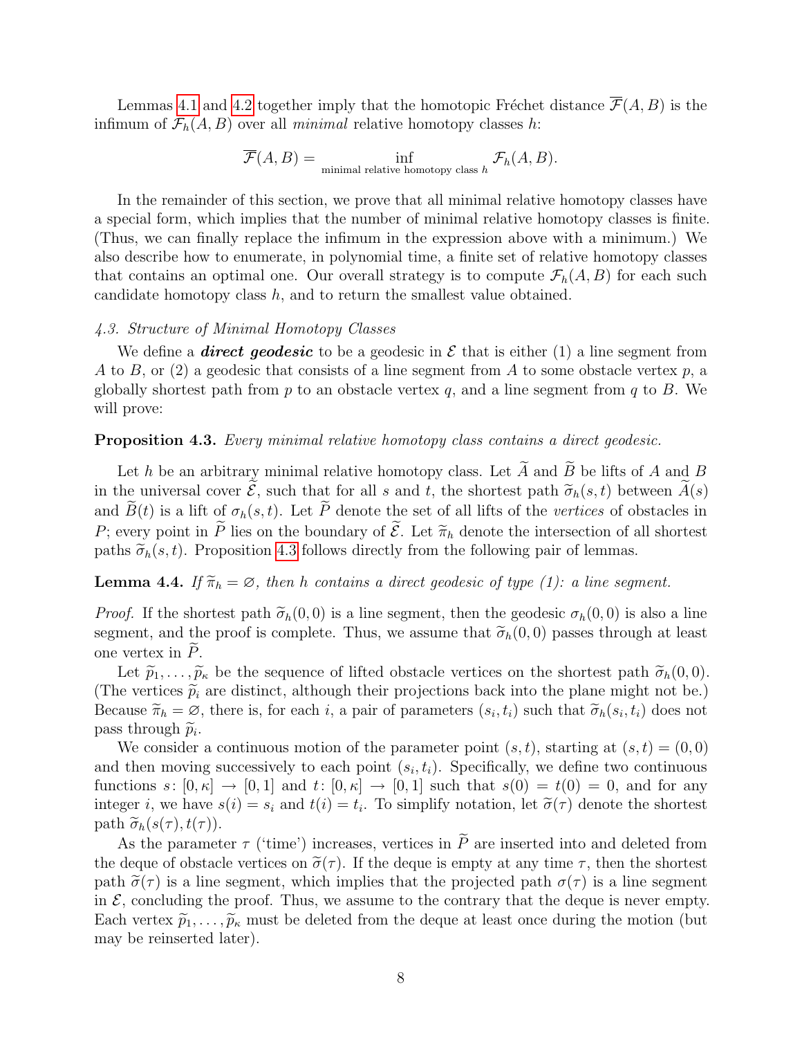Lemmas 4.1 and 4.2 together imply that the homotopic Fréchet distance $\overline{\mathcal{F}}(A, B)$ is the infimum of $\mathcal{F}_h(A, B)$ over all *minimal* relative homotopy classes $h$:

$$\overline{\mathcal{F}}(A, B) = \inf_{\text{minimal relative homotopy class } h} \mathcal{F}_h(A, B).$$

In the remainder of this section, we prove that all minimal relative homotopy classes have a special form, which implies that the number of minimal relative homotopy classes is finite. (Thus, we can finally replace the infimum in the expression above with a minimum.) We also describe how to enumerate, in polynomial time, a finite set of relative homotopy classes that contains an optimal one. Our overall strategy is to compute $\mathcal{F}_h(A, B)$ for each such candidate homotopy class $h$, and to return the smallest value obtained.

### 4.3. Structure of Minimal Homotopy Classes

We define a ***direct geodesic*** to be a geodesic in $\mathcal{E}$ that is either (1) a line segment from $A$ to $B$, or (2) a geodesic that consists of a line segment from $A$ to some obstacle vertex $p$, a globally shortest path from $p$ to an obstacle vertex $q$, and a line segment from $q$ to $B$. We will prove:

**Proposition 4.3.** *Every minimal relative homotopy class contains a direct geodesic.*

Let $h$ be an arbitrary minimal relative homotopy class. Let $\widetilde{A}$ and $\widetilde{B}$ be lifts of $A$ and $B$ in the universal cover $\widetilde{\mathcal{E}}$, such that for all $s$ and $t$, the shortest path $\widetilde{\sigma}_h(s, t)$ between $\widetilde{A}(s)$ and $\widetilde{B}(t)$ is a lift of $\sigma_h(s, t)$. Let $\widetilde{P}$ denote the set of all lifts of the *vertices* of obstacles in $P$; every point in $\widetilde{P}$ lies on the boundary of $\widetilde{\mathcal{E}}$. Let $\widetilde{\pi}_h$ denote the intersection of all shortest paths $\widetilde{\sigma}_h(s, t)$. Proposition 4.3 follows directly from the following pair of lemmas.

**Lemma 4.4.** *If $\widetilde{\pi}_h = \varnothing$, then $h$ contains a direct geodesic of type (1): a line segment.*

*Proof.* If the shortest path $\widetilde{\sigma}_h(0, 0)$ is a line segment, then the geodesic $\sigma_h(0, 0)$ is also a line segment, and the proof is complete. Thus, we assume that $\widetilde{\sigma}_h(0, 0)$ passes through at least one vertex in $\widetilde{P}$.

Let $\widetilde{p}_1, \ldots, \widetilde{p}_\kappa$ be the sequence of lifted obstacle vertices on the shortest path $\widetilde{\sigma}_h(0, 0)$. (The vertices $\widetilde{p}_i$ are distinct, although their projections back into the plane might not be.) Because $\widetilde{\pi}_h = \varnothing$, there is, for each $i$, a pair of parameters $(s_i, t_i)$ such that $\widetilde{\sigma}_h(s_i, t_i)$ does not pass through $\widetilde{p}_i$.

We consider a continuous motion of the parameter point $(s, t)$, starting at $(s, t) = (0, 0)$ and then moving successively to each point $(s_i, t_i)$. Specifically, we define two continuous functions $s\colon [0, \kappa] \to [0, 1]$ and $t\colon [0, \kappa] \to [0, 1]$ such that $s(0) = t(0) = 0$, and for any integer $i$, we have $s(i) = s_i$ and $t(i) = t_i$. To simplify notation, let $\widetilde{\sigma}(\tau)$ denote the shortest path $\widetilde{\sigma}_h(s(\tau), t(\tau))$.

As the parameter $\tau$ ('time') increases, vertices in $\widetilde{P}$ are inserted into and deleted from the deque of obstacle vertices on $\widetilde{\sigma}(\tau)$. If the deque is empty at any time $\tau$, then the shortest path $\widetilde{\sigma}(\tau)$ is a line segment, which implies that the projected path $\sigma(\tau)$ is a line segment in $\mathcal{E}$, concluding the proof. Thus, we assume to the contrary that the deque is never empty. Each vertex $\widetilde{p}_1, \ldots, \widetilde{p}_\kappa$ must be deleted from the deque at least once during the motion (but may be reinserted later).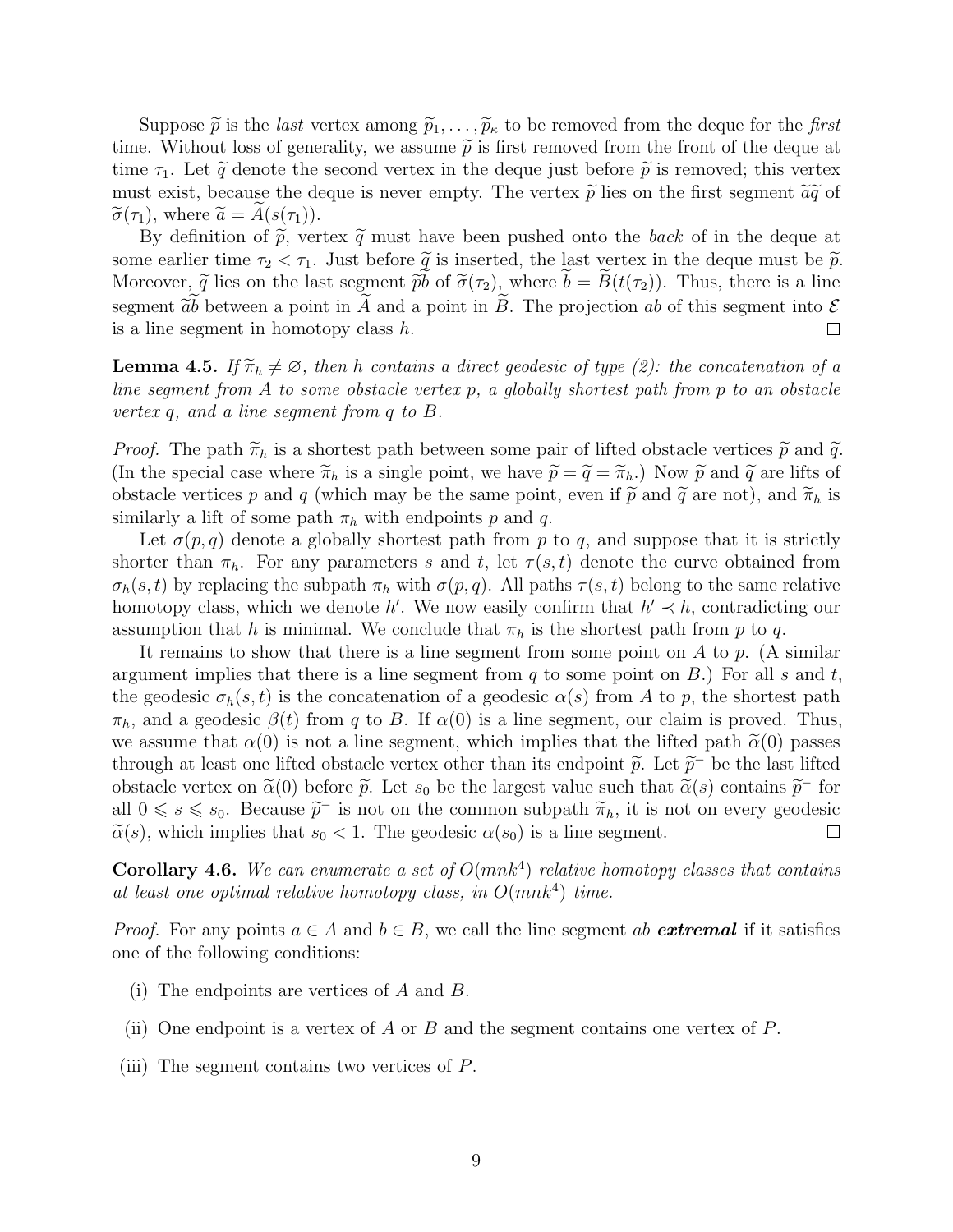Suppose $\widetilde{p}$ is the *last* vertex among $\widetilde{p}_1, \dots, \widetilde{p}_\kappa$ to be removed from the deque for the *first* time. Without loss of generality, we assume $\widetilde{p}$ is first removed from the front of the deque at time $\tau_1$. Let $\widetilde{q}$ denote the second vertex in the deque just before $\widetilde{p}$ is removed; this vertex must exist, because the deque is never empty. The vertex $\widetilde{p}$ lies on the first segment $\widetilde{a}\widetilde{q}$ of $\widetilde{\sigma}(\tau_1)$, where $\widetilde{a} = \widetilde{A}(s(\tau_1))$.

By definition of $\widetilde{p}$, vertex $\widetilde{q}$ must have been pushed onto the *back* of in the deque at some earlier time $\tau_2 < \tau_1$. Just before $\widetilde{q}$ is inserted, the last vertex in the deque must be $\widetilde{p}$. Moreover, $\widetilde{q}$ lies on the last segment $\widetilde{p}\widetilde{b}$ of $\widetilde{\sigma}(\tau_2)$, where $\widetilde{b} = \widetilde{B}(t(\tau_2))$. Thus, there is a line segment $\widetilde{a}\widetilde{b}$ between a point in $\widetilde{A}$ and a point in $\widetilde{B}$. The projection $ab$ of this segment into $\mathcal{E}$ is a line segment in homotopy class $h$. □

**Lemma 4.5.** *If $\widetilde{\pi}_h \neq \varnothing$, then $h$ contains a direct geodesic of type (2): the concatenation of a line segment from $A$ to some obstacle vertex $p$, a globally shortest path from $p$ to an obstacle vertex $q$, and a line segment from $q$ to $B$.*

*Proof.* The path $\widetilde{\pi}_h$ is a shortest path between some pair of lifted obstacle vertices $\widetilde{p}$ and $\widetilde{q}$. (In the special case where $\widetilde{\pi}_h$ is a single point, we have $\widetilde{p} = \widetilde{q} = \widetilde{\pi}_h$.) Now $\widetilde{p}$ and $\widetilde{q}$ are lifts of obstacle vertices $p$ and $q$ (which may be the same point, even if $\widetilde{p}$ and $\widetilde{q}$ are not), and $\widetilde{\pi}_h$ is similarly a lift of some path $\pi_h$ with endpoints $p$ and $q$.

Let $\sigma(p, q)$ denote a globally shortest path from $p$ to $q$, and suppose that it is strictly shorter than $\pi_h$. For any parameters $s$ and $t$, let $\tau(s, t)$ denote the curve obtained from $\sigma_h(s, t)$ by replacing the subpath $\pi_h$ with $\sigma(p, q)$. All paths $\tau(s, t)$ belong to the same relative homotopy class, which we denote $h'$. We now easily confirm that $h' \prec h$, contradicting our assumption that $h$ is minimal. We conclude that $\pi_h$ is the shortest path from $p$ to $q$.

It remains to show that there is a line segment from some point on $A$ to $p$. (A similar argument implies that there is a line segment from $q$ to some point on $B$.) For all $s$ and $t$, the geodesic $\sigma_h(s, t)$ is the concatenation of a geodesic $\alpha(s)$ from $A$ to $p$, the shortest path $\pi_h$, and a geodesic $\beta(t)$ from $q$ to $B$. If $\alpha(0)$ is a line segment, our claim is proved. Thus, we assume that $\alpha(0)$ is not a line segment, which implies that the lifted path $\widetilde{\alpha}(0)$ passes through at least one lifted obstacle vertex other than its endpoint $\widetilde{p}$. Let $\widetilde{p}^-$ be the last lifted obstacle vertex on $\widetilde{\alpha}(0)$ before $\widetilde{p}$. Let $s_0$ be the largest value such that $\widetilde{\alpha}(s)$ contains $\widetilde{p}^-$ for all $0 \leqslant s \leqslant s_0$. Because $\widetilde{p}^-$ is not on the common subpath $\widetilde{\pi}_h$, it is not on every geodesic $\widetilde{\alpha}(s)$, which implies that $s_0 < 1$. The geodesic $\alpha(s_0)$ is a line segment. □

**Corollary 4.6.** *We can enumerate a set of $O(mnk^4)$ relative homotopy classes that contains at least one optimal relative homotopy class, in $O(mnk^4)$ time.*

*Proof.* For any points $a \in A$ and $b \in B$, we call the line segment $ab$ ***extremal*** if it satisfies one of the following conditions:

(i) The endpoints are vertices of $A$ and $B$.

(ii) One endpoint is a vertex of $A$ or $B$ and the segment contains one vertex of $P$.

(iii) The segment contains two vertices of $P$.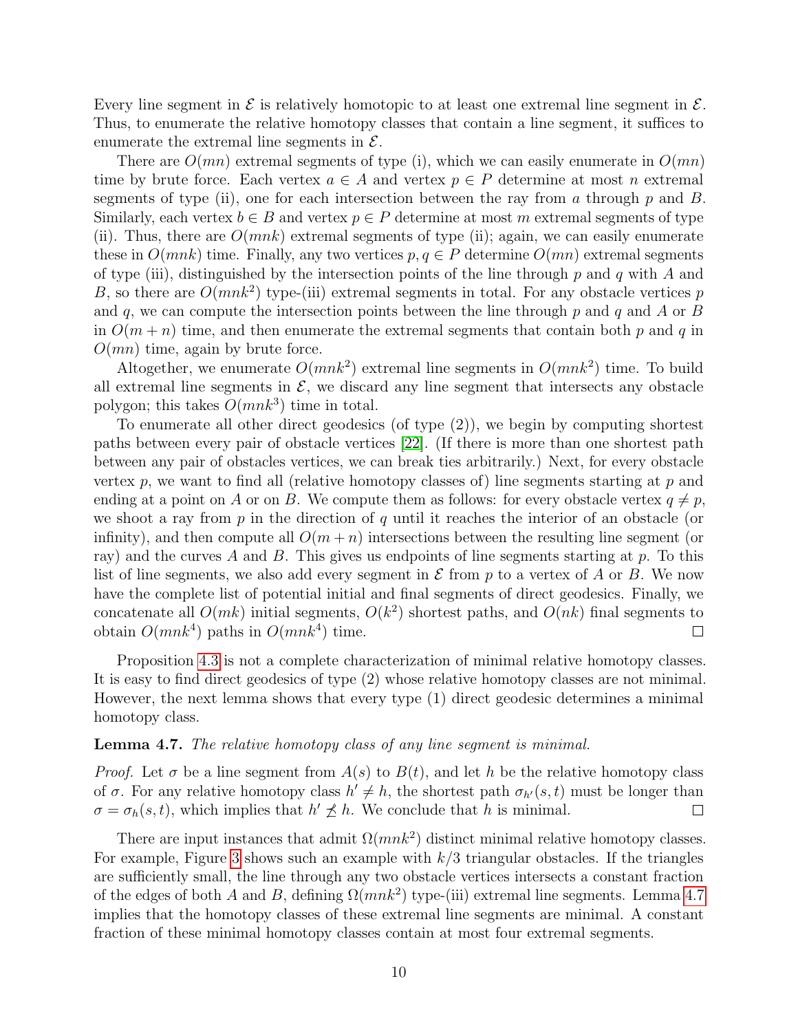Every line segment in $\mathcal{E}$ is relatively homotopic to at least one extremal line segment in $\mathcal{E}$. Thus, to enumerate the relative homotopy classes that contain a line segment, it suffices to enumerate the extremal line segments in $\mathcal{E}$.

There are $O(mn)$ extremal segments of type (i), which we can easily enumerate in $O(mn)$ time by brute force. Each vertex $a \in A$ and vertex $p \in P$ determine at most $n$ extremal segments of type (ii), one for each intersection between the ray from $a$ through $p$ and $B$. Similarly, each vertex $b \in B$ and vertex $p \in P$ determine at most $m$ extremal segments of type (ii). Thus, there are $O(mnk)$ extremal segments of type (ii); again, we can easily enumerate these in $O(mnk)$ time. Finally, any two vertices $p, q \in P$ determine $O(mn)$ extremal segments of type (iii), distinguished by the intersection points of the line through $p$ and $q$ with $A$ and $B$, so there are $O(mnk^2)$ type-(iii) extremal segments in total. For any obstacle vertices $p$ and $q$, we can compute the intersection points between the line through $p$ and $q$ and $A$ or $B$ in $O(m + n)$ time, and then enumerate the extremal segments that contain both $p$ and $q$ in $O(mn)$ time, again by brute force.

Altogether, we enumerate $O(mnk^2)$ extremal line segments in $O(mnk^2)$ time. To build all extremal line segments in $\mathcal{E}$, we discard any line segment that intersects any obstacle polygon; this takes $O(mnk^3)$ time in total.

To enumerate all other direct geodesics (of type (2)), we begin by computing shortest paths between every pair of obstacle vertices [22]. (If there is more than one shortest path between any pair of obstacles vertices, we can break ties arbitrarily.) Next, for every obstacle vertex $p$, we want to find all (relative homotopy classes of) line segments starting at $p$ and ending at a point on $A$ or on $B$. We compute them as follows: for every obstacle vertex $q \neq p$, we shoot a ray from $p$ in the direction of $q$ until it reaches the interior of an obstacle (or infinity), and then compute all $O(m + n)$ intersections between the resulting line segment (or ray) and the curves $A$ and $B$. This gives us endpoints of line segments starting at $p$. To this list of line segments, we also add every segment in $\mathcal{E}$ from $p$ to a vertex of $A$ or $B$. We now have the complete list of potential initial and final segments of direct geodesics. Finally, we concatenate all $O(mk)$ initial segments, $O(k^2)$ shortest paths, and $O(nk)$ final segments to obtain $O(mnk^4)$ paths in $O(mnk^4)$ time. □

Proposition 4.3 is not a complete characterization of minimal relative homotopy classes. It is easy to find direct geodesics of type (2) whose relative homotopy classes are not minimal. However, the next lemma shows that every type (1) direct geodesic determines a minimal homotopy class.

**Lemma 4.7.** *The relative homotopy class of any line segment is minimal.*

*Proof.* Let $\sigma$ be a line segment from $A(s)$ to $B(t)$, and let $h$ be the relative homotopy class of $\sigma$. For any relative homotopy class $h' \neq h$, the shortest path $\sigma_{h'}(s,t)$ must be longer than $\sigma = \sigma_h(s,t)$, which implies that $h' \not\preceq h$. We conclude that $h$ is minimal. □

There are input instances that admit $\Omega(mnk^2)$ distinct minimal relative homotopy classes. For example, Figure 3 shows such an example with $k/3$ triangular obstacles. If the triangles are sufficiently small, the line through any two obstacle vertices intersects a constant fraction of the edges of both $A$ and $B$, defining $\Omega(mnk^2)$ type-(iii) extremal line segments. Lemma 4.7 implies that the homotopy classes of these extremal line segments are minimal. A constant fraction of these minimal homotopy classes contain at most four extremal segments.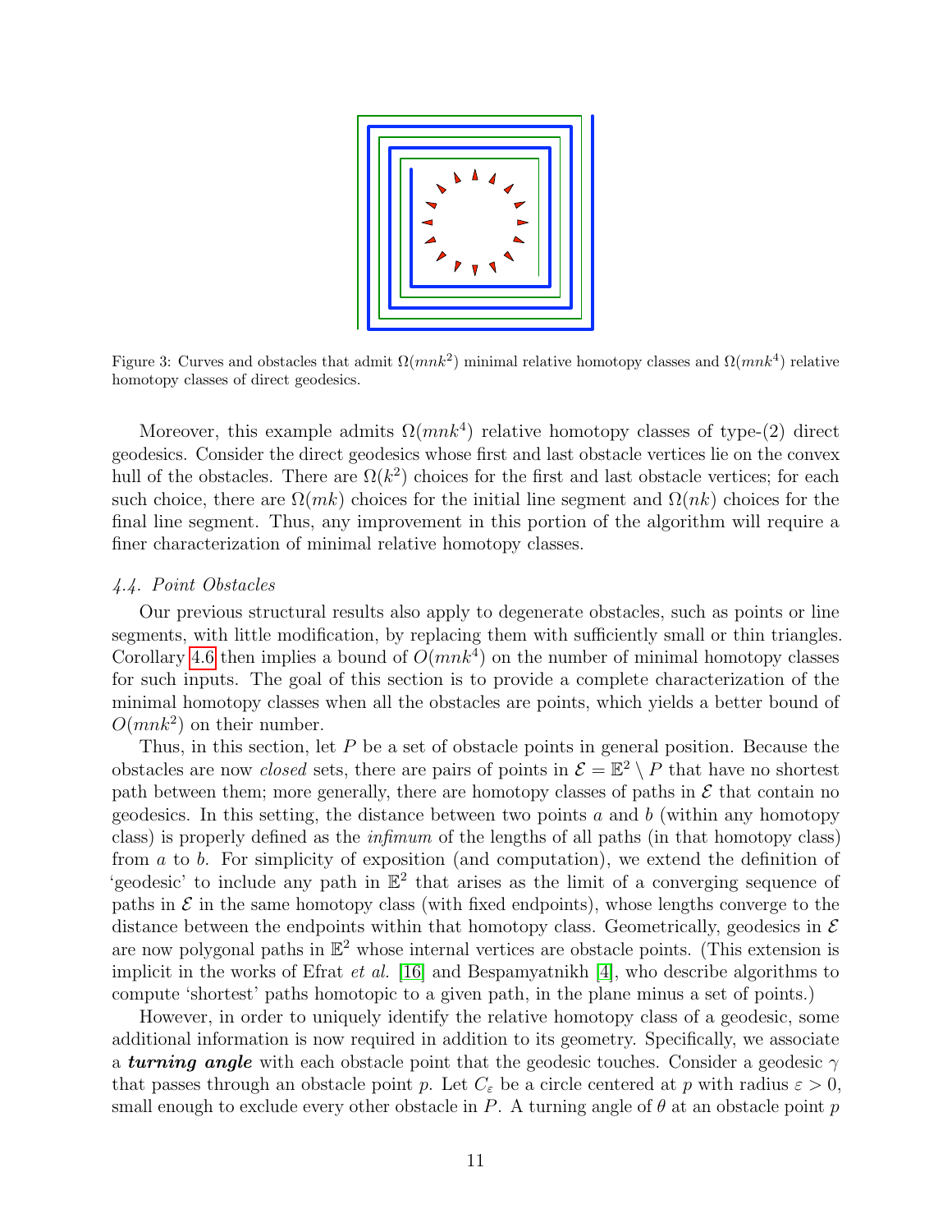Figure 3: Curves and obstacles that admit $\Omega(mnk^2)$ minimal relative homotopy classes and $\Omega(mnk^4)$ relative homotopy classes of direct geodesics.

Moreover, this example admits $\Omega(mnk^4)$ relative homotopy classes of type-(2) direct geodesics. Consider the direct geodesics whose first and last obstacle vertices lie on the convex hull of the obstacles. There are $\Omega(k^2)$ choices for the first and last obstacle vertices; for each such choice, there are $\Omega(mk)$ choices for the initial line segment and $\Omega(nk)$ choices for the final line segment. Thus, any improvement in this portion of the algorithm will require a finer characterization of minimal relative homotopy classes.

### 4.4. Point Obstacles

Our previous structural results also apply to degenerate obstacles, such as points or line segments, with little modification, by replacing them with sufficiently small or thin triangles. Corollary 4.6 then implies a bound of $O(mnk^4)$ on the number of minimal homotopy classes for such inputs. The goal of this section is to provide a complete characterization of the minimal homotopy classes when all the obstacles are points, which yields a better bound of $O(mnk^2)$ on their number.

Thus, in this section, let $P$ be a set of obstacle points in general position. Because the obstacles are now *closed* sets, there are pairs of points in $\mathcal{E} = \mathbb{E}^2 \setminus P$ that have no shortest path between them; more generally, there are homotopy classes of paths in $\mathcal{E}$ that contain no geodesics. In this setting, the distance between two points $a$ and $b$ (within any homotopy class) is properly defined as the *infimum* of the lengths of all paths (in that homotopy class) from $a$ to $b$. For simplicity of exposition (and computation), we extend the definition of 'geodesic' to include any path in $\mathbb{E}^2$ that arises as the limit of a converging sequence of paths in $\mathcal{E}$ in the same homotopy class (with fixed endpoints), whose lengths converge to the distance between the endpoints within that homotopy class. Geometrically, geodesics in $\mathcal{E}$ are now polygonal paths in $\mathbb{E}^2$ whose internal vertices are obstacle points. (This extension is implicit in the works of Efrat *et al.* [16] and Bespamyatnikh [4], who describe algorithms to compute 'shortest' paths homotopic to a given path, in the plane minus a set of points.)

However, in order to uniquely identify the relative homotopy class of a geodesic, some additional information is now required in addition to its geometry. Specifically, we associate a ***turning angle*** with each obstacle point that the geodesic touches. Consider a geodesic $\gamma$ that passes through an obstacle point $p$. Let $C_\varepsilon$ be a circle centered at $p$ with radius $\varepsilon > 0$, small enough to exclude every other obstacle in $P$. A turning angle of $\theta$ at an obstacle point $p$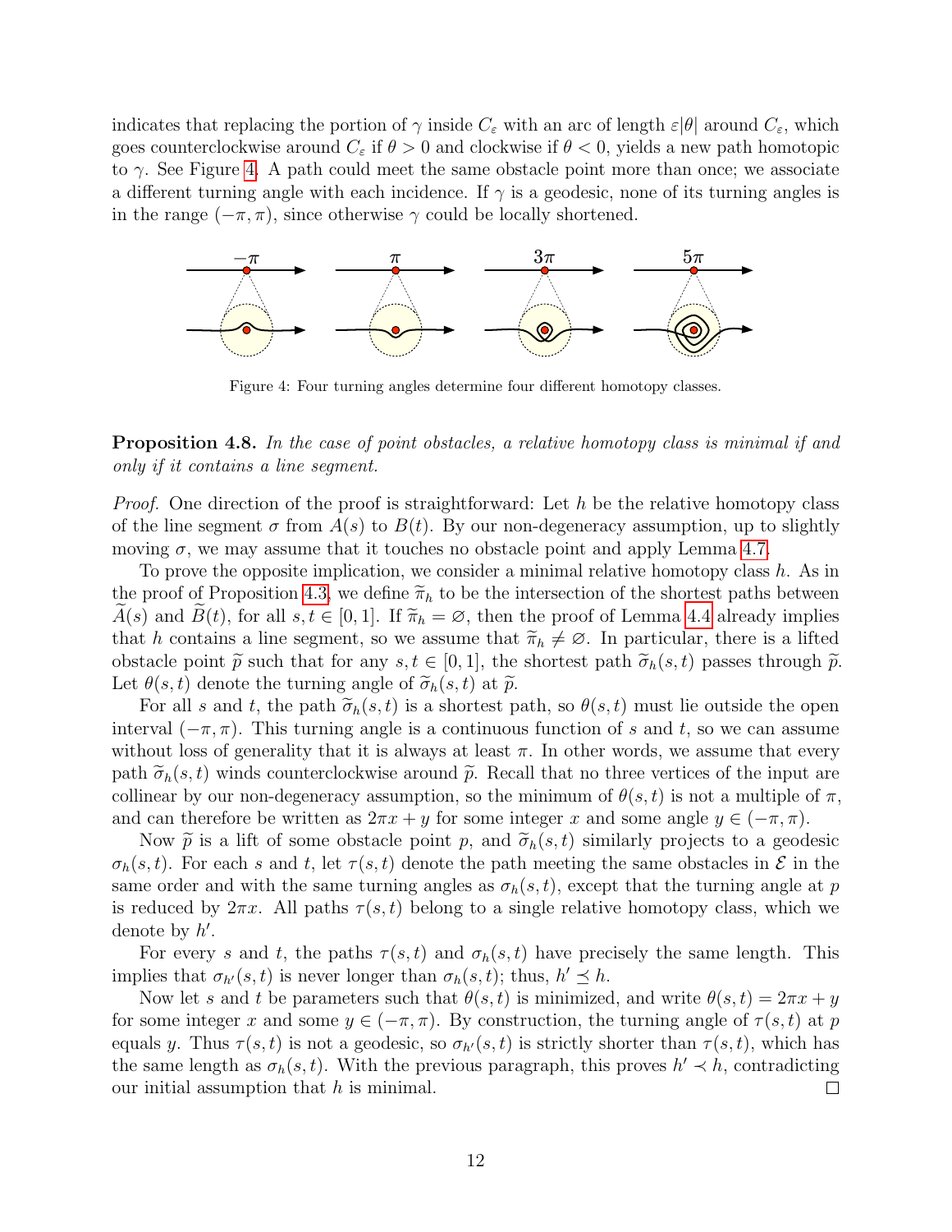indicates that replacing the portion of $\gamma$ inside $C_\varepsilon$ with an arc of length $\varepsilon|\theta|$ around $C_\varepsilon$, which goes counterclockwise around $C_\varepsilon$ if $\theta > 0$ and clockwise if $\theta < 0$, yields a new path homotopic to $\gamma$. See Figure 4. A path could meet the same obstacle point more than once; we associate a different turning angle with each incidence. If $\gamma$ is a geodesic, none of its turning angles is in the range $(-\pi, \pi)$, since otherwise $\gamma$ could be locally shortened.

Figure 4: Four turning angles determine four different homotopy classes.

**Proposition 4.8.** *In the case of point obstacles, a relative homotopy class is minimal if and only if it contains a line segment.*

*Proof.* One direction of the proof is straightforward: Let $h$ be the relative homotopy class of the line segment $\sigma$ from $A(s)$ to $B(t)$. By our non-degeneracy assumption, up to slightly moving $\sigma$, we may assume that it touches no obstacle point and apply Lemma 4.7.

To prove the opposite implication, we consider a minimal relative homotopy class $h$. As in the proof of Proposition 4.3, we define $\widetilde{\pi}_h$ to be the intersection of the shortest paths between $\widetilde{A}(s)$ and $\widetilde{B}(t)$, for all $s, t \in [0, 1]$. If $\widetilde{\pi}_h = \varnothing$, then the proof of Lemma 4.4 already implies that $h$ contains a line segment, so we assume that $\widetilde{\pi}_h \neq \varnothing$. In particular, there is a lifted obstacle point $\widetilde{p}$ such that for any $s, t \in [0, 1]$, the shortest path $\widetilde{\sigma}_h(s, t)$ passes through $\widetilde{p}$. Let $\theta(s, t)$ denote the turning angle of $\widetilde{\sigma}_h(s, t)$ at $\widetilde{p}$.

For all $s$ and $t$, the path $\widetilde{\sigma}_h(s, t)$ is a shortest path, so $\theta(s, t)$ must lie outside the open interval $(-\pi, \pi)$. This turning angle is a continuous function of $s$ and $t$, so we can assume without loss of generality that it is always at least $\pi$. In other words, we assume that every path $\widetilde{\sigma}_h(s, t)$ winds counterclockwise around $\widetilde{p}$. Recall that no three vertices of the input are collinear by our non-degeneracy assumption, so the minimum of $\theta(s, t)$ is not a multiple of $\pi$, and can therefore be written as $2\pi x + y$ for some integer $x$ and some angle $y \in (-\pi, \pi)$.

Now $\widetilde{p}$ is a lift of some obstacle point $p$, and $\widetilde{\sigma}_h(s, t)$ similarly projects to a geodesic $\sigma_h(s, t)$. For each $s$ and $t$, let $\tau(s, t)$ denote the path meeting the same obstacles in $\mathcal{E}$ in the same order and with the same turning angles as $\sigma_h(s, t)$, except that the turning angle at $p$ is reduced by $2\pi x$. All paths $\tau(s, t)$ belong to a single relative homotopy class, which we denote by $h'$.

For every $s$ and $t$, the paths $\tau(s, t)$ and $\sigma_h(s, t)$ have precisely the same length. This implies that $\sigma_{h'}(s, t)$ is never longer than $\sigma_h(s, t)$; thus, $h' \preceq h$.

Now let $s$ and $t$ be parameters such that $\theta(s, t)$ is minimized, and write $\theta(s, t) = 2\pi x + y$ for some integer $x$ and some $y \in (-\pi, \pi)$. By construction, the turning angle of $\tau(s, t)$ at $p$ equals $y$. Thus $\tau(s, t)$ is not a geodesic, so $\sigma_{h'}(s, t)$ is strictly shorter than $\tau(s, t)$, which has the same length as $\sigma_h(s, t)$. With the previous paragraph, this proves $h' \prec h$, contradicting our initial assumption that $h$ is minimal. ◻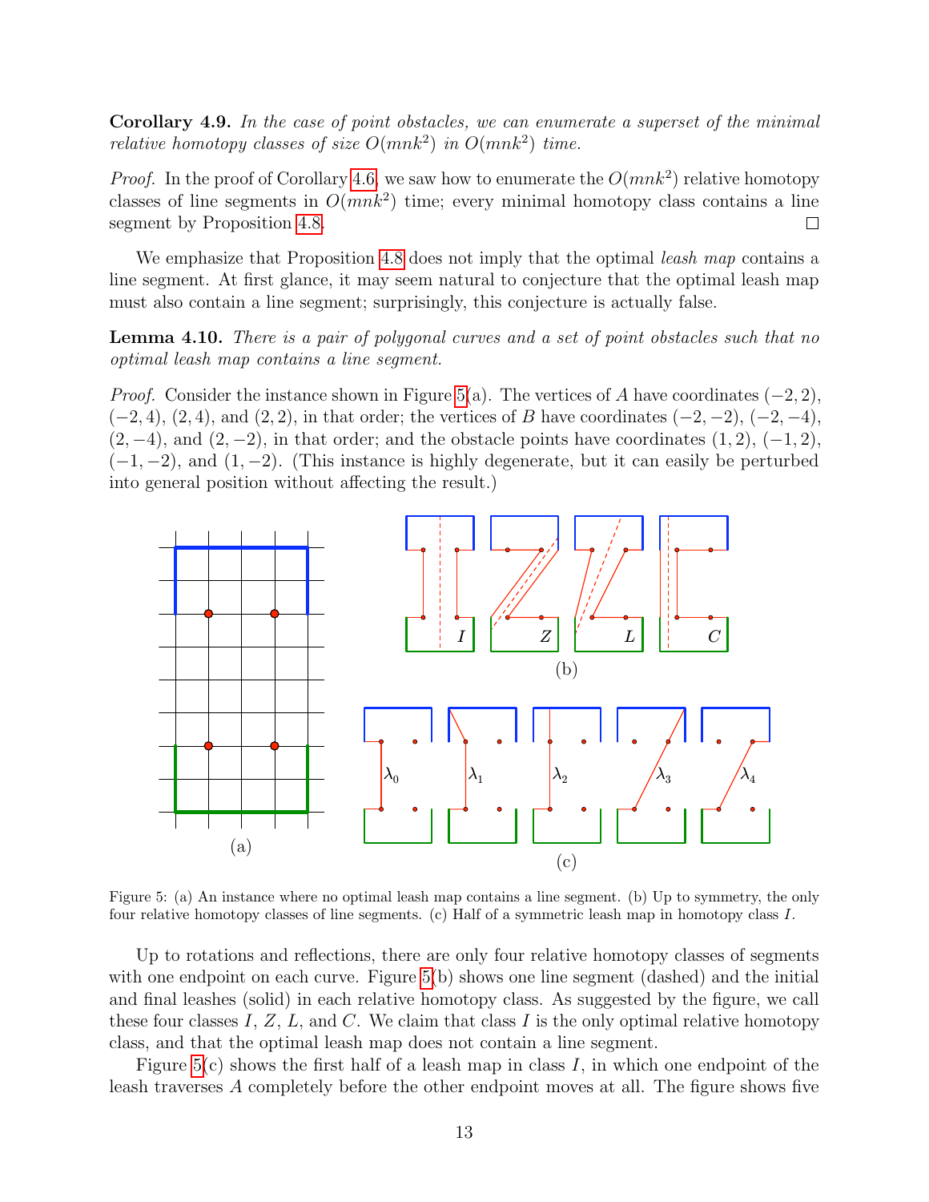**Corollary 4.9.** *In the case of point obstacles, we can enumerate a superset of the minimal relative homotopy classes of size $O(mnk^2)$ in $O(mnk^2)$ time.*

*Proof.* In the proof of Corollary 4.6, we saw how to enumerate the $O(mnk^2)$ relative homotopy classes of line segments in $O(mnk^2)$ time; every minimal homotopy class contains a line segment by Proposition 4.8. □

We emphasize that Proposition 4.8 does not imply that the optimal *leash map* contains a line segment. At first glance, it may seem natural to conjecture that the optimal leash map must also contain a line segment; surprisingly, this conjecture is actually false.

**Lemma 4.10.** *There is a pair of polygonal curves and a set of point obstacles such that no optimal leash map contains a line segment.*

*Proof.* Consider the instance shown in Figure 5(a). The vertices of $A$ have coordinates $(-2, 2)$, $(-2, 4)$, $(2, 4)$, and $(2, 2)$, in that order; the vertices of $B$ have coordinates $(-2, -2)$, $(-2, -4)$, $(2, -4)$, and $(2, -2)$, in that order; and the obstacle points have coordinates $(1, 2)$, $(-1, 2)$, $(-1, -2)$, and $(1, -2)$. (This instance is highly degenerate, but it can easily be perturbed into general position without affecting the result.)

Figure 5: (a) An instance where no optimal leash map contains a line segment. (b) Up to symmetry, the only four relative homotopy classes of line segments. (c) Half of a symmetric leash map in homotopy class $I$.

Up to rotations and reflections, there are only four relative homotopy classes of segments with one endpoint on each curve. Figure 5(b) shows one line segment (dashed) and the initial and final leashes (solid) in each relative homotopy class. As suggested by the figure, we call these four classes $I$, $Z$, $L$, and $C$. We claim that class $I$ is the only optimal relative homotopy class, and that the optimal leash map does not contain a line segment.

Figure 5(c) shows the first half of a leash map in class $I$, in which one endpoint of the leash traverses $A$ completely before the other endpoint moves at all. The figure shows five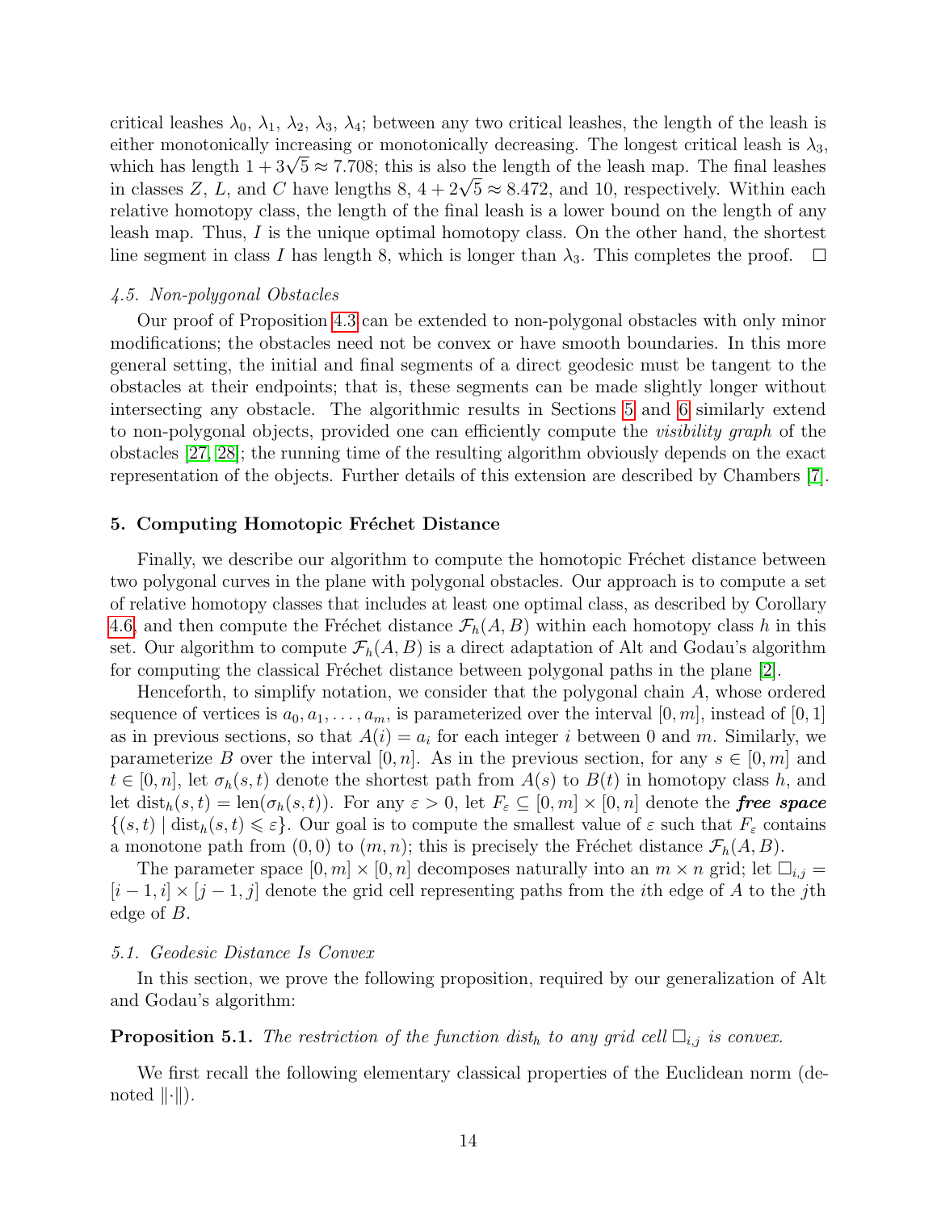critical leashes $\lambda_0$, $\lambda_1$, $\lambda_2$, $\lambda_3$, $\lambda_4$; between any two critical leashes, the length of the leash is either monotonically increasing or monotonically decreasing. The longest critical leash is $\lambda_3$, which has length $1 + 3\sqrt{5} \approx 7.708$; this is also the length of the leash map. The final leashes in classes $Z$, $L$, and $C$ have lengths 8, $4 + 2\sqrt{5} \approx 8.472$, and 10, respectively. Within each relative homotopy class, the length of the final leash is a lower bound on the length of any leash map. Thus, $I$ is the unique optimal homotopy class. On the other hand, the shortest line segment in class $I$ has length 8, which is longer than $\lambda_3$. This completes the proof. □

### 4.5. Non-polygonal Obstacles

Our proof of Proposition 4.3 can be extended to non-polygonal obstacles with only minor modifications; the obstacles need not be convex or have smooth boundaries. In this more general setting, the initial and final segments of a direct geodesic must be tangent to the obstacles at their endpoints; that is, these segments can be made slightly longer without intersecting any obstacle. The algorithmic results in Sections 5 and 6 similarly extend to non-polygonal objects, provided one can efficiently compute the *visibility graph* of the obstacles [27, 28]; the running time of the resulting algorithm obviously depends on the exact representation of the objects. Further details of this extension are described by Chambers [7].

## 5. Computing Homotopic Fréchet Distance

Finally, we describe our algorithm to compute the homotopic Fréchet distance between two polygonal curves in the plane with polygonal obstacles. Our approach is to compute a set of relative homotopy classes that includes at least one optimal class, as described by Corollary 4.6, and then compute the Fréchet distance $\mathcal{F}_h(A, B)$ within each homotopy class $h$ in this set. Our algorithm to compute $\mathcal{F}_h(A, B)$ is a direct adaptation of Alt and Godau's algorithm for computing the classical Fréchet distance between polygonal paths in the plane [2].

Henceforth, to simplify notation, we consider that the polygonal chain $A$, whose ordered sequence of vertices is $a_0, a_1, \ldots, a_m$, is parameterized over the interval $[0, m]$, instead of $[0, 1]$ as in previous sections, so that $A(i) = a_i$ for each integer $i$ between 0 and $m$. Similarly, we parameterize $B$ over the interval $[0, n]$. As in the previous section, for any $s \in [0, m]$ and $t \in [0, n]$, let $\sigma_h(s, t)$ denote the shortest path from $A(s)$ to $B(t)$ in homotopy class $h$, and let $\text{dist}_h(s, t) = \text{len}(\sigma_h(s, t))$. For any $\varepsilon > 0$, let $F_\varepsilon \subseteq [0, m] \times [0, n]$ denote the ***free space*** $\{(s, t) \mid \text{dist}_h(s, t) \leqslant \varepsilon\}$. Our goal is to compute the smallest value of $\varepsilon$ such that $F_\varepsilon$ contains a monotone path from $(0, 0)$ to $(m, n)$; this is precisely the Fréchet distance $\mathcal{F}_h(A, B)$.

The parameter space $[0, m] \times [0, n]$ decomposes naturally into an $m \times n$ grid; let $\square_{i,j} = [i - 1, i] \times [j - 1, j]$ denote the grid cell representing paths from the $i$th edge of $A$ to the $j$th edge of $B$.

### 5.1. Geodesic Distance Is Convex

In this section, we prove the following proposition, required by our generalization of Alt and Godau's algorithm:

**Proposition 5.1.** *The restriction of the function $\text{dist}_h$ to any grid cell $\square_{i,j}$ is convex.*

We first recall the following elementary classical properties of the Euclidean norm (denoted $\|\cdot\|$).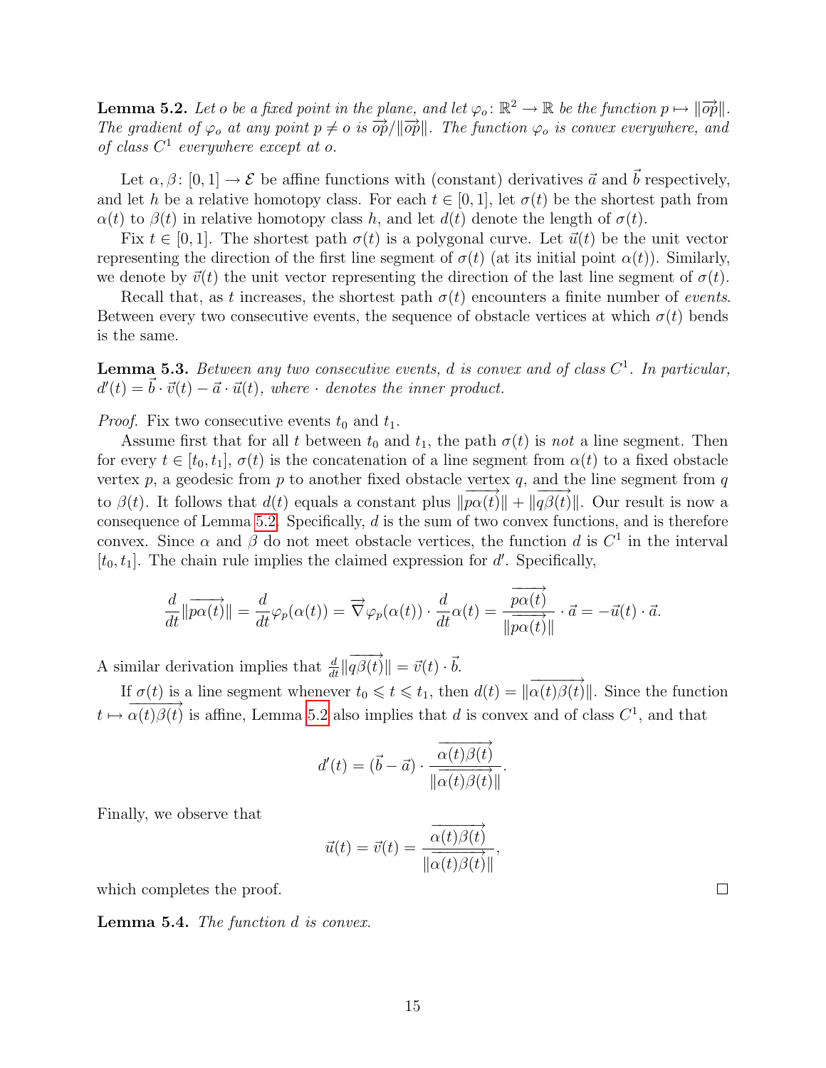**Lemma 5.2.** *Let $o$ be a fixed point in the plane, and let $\varphi_o \colon \mathbb{R}^2 \to \mathbb{R}$ be the function $p \mapsto \|\overrightarrow{op}\|$. The gradient of $\varphi_o$ at any point $p \neq o$ is $\overrightarrow{op}/\|\overrightarrow{op}\|$. The function $\varphi_o$ is convex everywhere, and of class $C^1$ everywhere except at $o$.*

Let $\alpha, \beta \colon [0,1] \to \mathcal{E}$ be affine functions with (constant) derivatives $\vec{a}$ and $\vec{b}$ respectively, and let $h$ be a relative homotopy class. For each $t \in [0,1]$, let $\sigma(t)$ be the shortest path from $\alpha(t)$ to $\beta(t)$ in relative homotopy class $h$, and let $d(t)$ denote the length of $\sigma(t)$.

Fix $t \in [0,1]$. The shortest path $\sigma(t)$ is a polygonal curve. Let $\vec{u}(t)$ be the unit vector representing the direction of the first line segment of $\sigma(t)$ (at its initial point $\alpha(t)$). Similarly, we denote by $\vec{v}(t)$ the unit vector representing the direction of the last line segment of $\sigma(t)$.

Recall that, as $t$ increases, the shortest path $\sigma(t)$ encounters a finite number of *events*. Between every two consecutive events, the sequence of obstacle vertices at which $\sigma(t)$ bends is the same.

**Lemma 5.3.** *Between any two consecutive events, $d$ is convex and of class $C^1$. In particular, $d'(t) = \vec{b} \cdot \vec{v}(t) - \vec{a} \cdot \vec{u}(t)$, where $\cdot$ denotes the inner product.*

*Proof.* Fix two consecutive events $t_0$ and $t_1$.

Assume first that for all $t$ between $t_0$ and $t_1$, the path $\sigma(t)$ is *not* a line segment. Then for every $t \in [t_0, t_1]$, $\sigma(t)$ is the concatenation of a line segment from $\alpha(t)$ to a fixed obstacle vertex $p$, a geodesic from $p$ to another fixed obstacle vertex $q$, and the line segment from $q$ to $\beta(t)$. It follows that $d(t)$ equals a constant plus $\|\overrightarrow{p\alpha(t)}\| + \|\overrightarrow{q\beta(t)}\|$. Our result is now a consequence of Lemma 5.2. Specifically, $d$ is the sum of two convex functions, and is therefore convex. Since $\alpha$ and $\beta$ do not meet obstacle vertices, the function $d$ is $C^1$ in the interval $[t_0, t_1]$. The chain rule implies the claimed expression for $d'$. Specifically,

$$\frac{d}{dt}\|\overrightarrow{p\alpha(t)}\| = \frac{d}{dt}\varphi_p(\alpha(t)) = \overrightarrow{\nabla}\varphi_p(\alpha(t)) \cdot \frac{d}{dt}\alpha(t) = \frac{\overrightarrow{p\alpha(t)}}{\|\overrightarrow{p\alpha(t)}\|} \cdot \vec{a} = -\vec{u}(t) \cdot \vec{a}.$$

A similar derivation implies that $\frac{d}{dt}\|\overrightarrow{q\beta(t)}\| = \vec{v}(t) \cdot \vec{b}$.

If $\sigma(t)$ is a line segment whenever $t_0 \leqslant t \leqslant t_1$, then $d(t) = \|\overrightarrow{\alpha(t)\beta(t)}\|$. Since the function $t \mapsto \overrightarrow{\alpha(t)\beta(t)}$ is affine, Lemma 5.2 also implies that $d$ is convex and of class $C^1$, and that

$$d'(t) = (\vec{b} - \vec{a}) \cdot \frac{\overrightarrow{\alpha(t)\beta(t)}}{\|\overrightarrow{\alpha(t)\beta(t)}\|}.$$

Finally, we observe that

$$\vec{u}(t) = \vec{v}(t) = \frac{\overrightarrow{\alpha(t)\beta(t)}}{\|\overrightarrow{\alpha(t)\beta(t)}\|},$$

which completes the proof. $\square$

**Lemma 5.4.** *The function $d$ is convex.*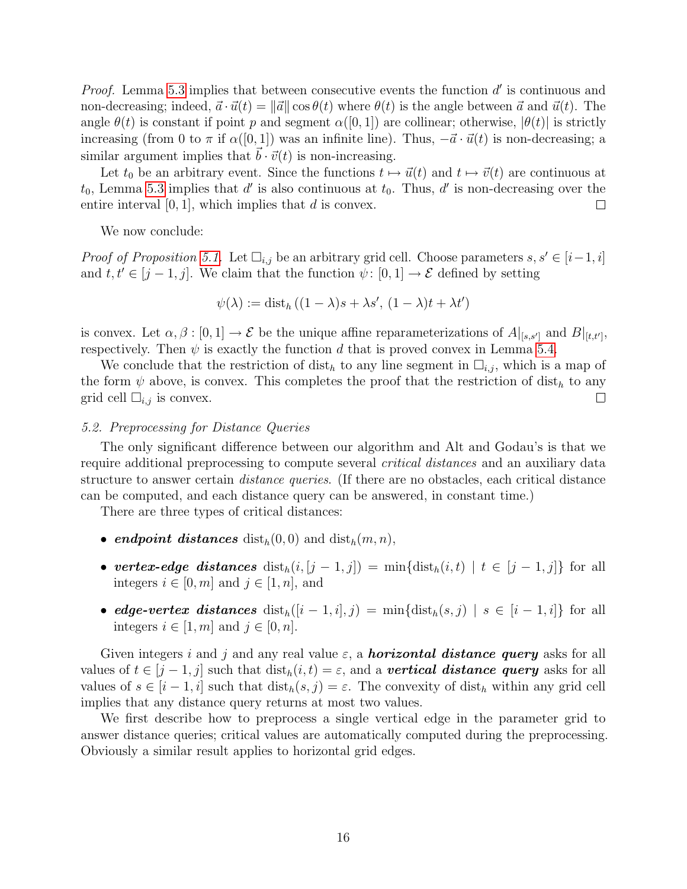*Proof.* Lemma 5.3 implies that between consecutive events the function $d'$ is continuous and non-decreasing; indeed, $\vec{a} \cdot \vec{u}(t) = \|\vec{a}\| \cos\theta(t)$ where $\theta(t)$ is the angle between $\vec{a}$ and $\vec{u}(t)$. The angle $\theta(t)$ is constant if point $p$ and segment $\alpha([0,1])$ are collinear; otherwise, $|\theta(t)|$ is strictly increasing (from 0 to $\pi$ if $\alpha([0,1])$ was an infinite line). Thus, $-\vec{a} \cdot \vec{u}(t)$ is non-decreasing; a similar argument implies that $\vec{b} \cdot \vec{v}(t)$ is non-increasing.

Let $t_0$ be an arbitrary event. Since the functions $t \mapsto \vec{u}(t)$ and $t \mapsto \vec{v}(t)$ are continuous at $t_0$, Lemma 5.3 implies that $d'$ is also continuous at $t_0$. Thus, $d'$ is non-decreasing over the entire interval $[0,1]$, which implies that $d$ is convex. □

We now conclude:

*Proof of Proposition 5.1.* Let $\square_{i,j}$ be an arbitrary grid cell. Choose parameters $s, s' \in [i-1, i]$ and $t, t' \in [j-1, j]$. We claim that the function $\psi \colon [0,1] \to \mathcal{E}$ defined by setting

$$\psi(\lambda) := \mathrm{dist}_h\left((1-\lambda)s + \lambda s',\, (1-\lambda)t + \lambda t'\right)$$

is convex. Let $\alpha, \beta : [0,1] \to \mathcal{E}$ be the unique affine reparameterizations of $A|_{[s,s']}$ and $B|_{[t,t']}$, respectively. Then $\psi$ is exactly the function $d$ that is proved convex in Lemma 5.4.

We conclude that the restriction of $\mathrm{dist}_h$ to any line segment in $\square_{i,j}$, which is a map of the form $\psi$ above, is convex. This completes the proof that the restriction of $\mathrm{dist}_h$ to any grid cell $\square_{i,j}$ is convex. □

### 5.2. Preprocessing for Distance Queries

The only significant difference between our algorithm and Alt and Godau's is that we require additional preprocessing to compute several *critical distances* and an auxiliary data structure to answer certain *distance queries*. (If there are no obstacles, each critical distance can be computed, and each distance query can be answered, in constant time.)

There are three types of critical distances:

- ***endpoint distances*** $\mathrm{dist}_h(0,0)$ and $\mathrm{dist}_h(m,n)$,
- ***vertex-edge distances*** $\mathrm{dist}_h(i,[j-1,j]) = \min\{\mathrm{dist}_h(i,t) \mid t \in [j-1,j]\}$ for all integers $i \in [0,m]$ and $j \in [1,n]$, and
- ***edge-vertex distances*** $\mathrm{dist}_h([i-1,i],j) = \min\{\mathrm{dist}_h(s,j) \mid s \in [i-1,i]\}$ for all integers $i \in [1,m]$ and $j \in [0,n]$.

Given integers $i$ and $j$ and any real value $\varepsilon$, a ***horizontal distance query*** asks for all values of $t \in [j-1,j]$ such that $\mathrm{dist}_h(i,t) = \varepsilon$, and a ***vertical distance query*** asks for all values of $s \in [i-1,i]$ such that $\mathrm{dist}_h(s,j) = \varepsilon$. The convexity of $\mathrm{dist}_h$ within any grid cell implies that any distance query returns at most two values.

We first describe how to preprocess a single vertical edge in the parameter grid to answer distance queries; critical values are automatically computed during the preprocessing. Obviously a similar result applies to horizontal grid edges.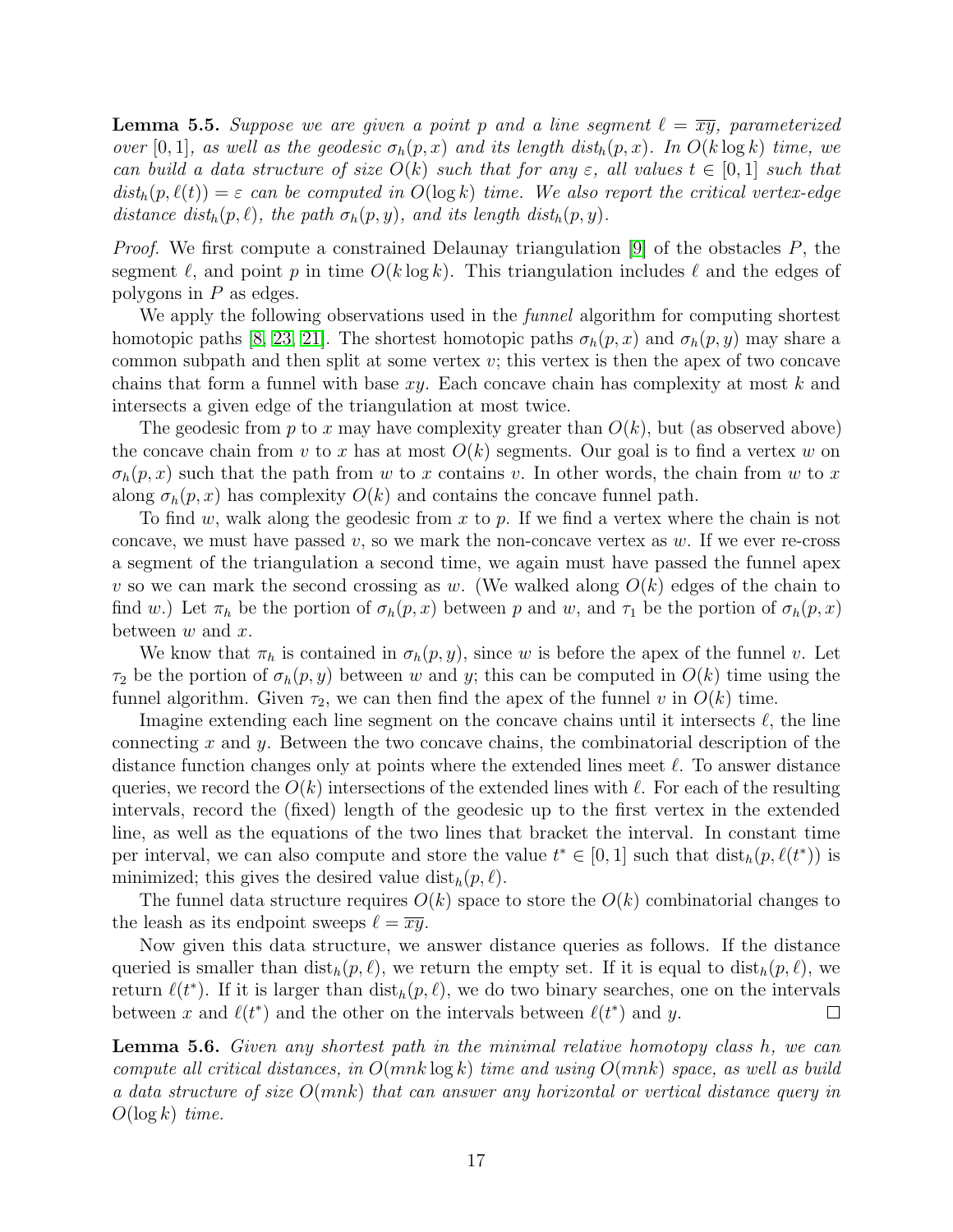**Lemma 5.5.** *Suppose we are given a point $p$ and a line segment $\ell = \overline{xy}$, parameterized over $[0, 1]$, as well as the geodesic $\sigma_h(p, x)$ and its length $dist_h(p, x)$. In $O(k \log k)$ time, we can build a data structure of size $O(k)$ such that for any $\varepsilon$, all values $t \in [0, 1]$ such that $dist_h(p, \ell(t)) = \varepsilon$ can be computed in $O(\log k)$ time. We also report the critical vertex-edge distance $dist_h(p, \ell)$, the path $\sigma_h(p, y)$, and its length $dist_h(p, y)$.*

*Proof.* We first compute a constrained Delaunay triangulation [9] of the obstacles $P$, the segment $\ell$, and point $p$ in time $O(k \log k)$. This triangulation includes $\ell$ and the edges of polygons in $P$ as edges.

We apply the following observations used in the *funnel* algorithm for computing shortest homotopic paths [8, 23, 21]. The shortest homotopic paths $\sigma_h(p, x)$ and $\sigma_h(p, y)$ may share a common subpath and then split at some vertex $v$; this vertex is then the apex of two concave chains that form a funnel with base $xy$. Each concave chain has complexity at most $k$ and intersects a given edge of the triangulation at most twice.

The geodesic from $p$ to $x$ may have complexity greater than $O(k)$, but (as observed above) the concave chain from $v$ to $x$ has at most $O(k)$ segments. Our goal is to find a vertex $w$ on $\sigma_h(p, x)$ such that the path from $w$ to $x$ contains $v$. In other words, the chain from $w$ to $x$ along $\sigma_h(p, x)$ has complexity $O(k)$ and contains the concave funnel path.

To find $w$, walk along the geodesic from $x$ to $p$. If we find a vertex where the chain is not concave, we must have passed $v$, so we mark the non-concave vertex as $w$. If we ever re-cross a segment of the triangulation a second time, we again must have passed the funnel apex $v$ so we can mark the second crossing as $w$. (We walked along $O(k)$ edges of the chain to find $w$.) Let $\pi_h$ be the portion of $\sigma_h(p, x)$ between $p$ and $w$, and $\tau_1$ be the portion of $\sigma_h(p, x)$ between $w$ and $x$.

We know that $\pi_h$ is contained in $\sigma_h(p, y)$, since $w$ is before the apex of the funnel $v$. Let $\tau_2$ be the portion of $\sigma_h(p, y)$ between $w$ and $y$; this can be computed in $O(k)$ time using the funnel algorithm. Given $\tau_2$, we can then find the apex of the funnel $v$ in $O(k)$ time.

Imagine extending each line segment on the concave chains until it intersects $\ell$, the line connecting $x$ and $y$. Between the two concave chains, the combinatorial description of the distance function changes only at points where the extended lines meet $\ell$. To answer distance queries, we record the $O(k)$ intersections of the extended lines with $\ell$. For each of the resulting intervals, record the (fixed) length of the geodesic up to the first vertex in the extended line, as well as the equations of the two lines that bracket the interval. In constant time per interval, we can also compute and store the value $t^* \in [0, 1]$ such that $\text{dist}_h(p, \ell(t^*))$ is minimized; this gives the desired value $\text{dist}_h(p, \ell)$.

The funnel data structure requires $O(k)$ space to store the $O(k)$ combinatorial changes to the leash as its endpoint sweeps $\ell = \overline{xy}$.

Now given this data structure, we answer distance queries as follows. If the distance queried is smaller than $\text{dist}_h(p, \ell)$, we return the empty set. If it is equal to $\text{dist}_h(p, \ell)$, we return $\ell(t^*)$. If it is larger than $\text{dist}_h(p, \ell)$, we do two binary searches, one on the intervals between $x$ and $\ell(t^*)$ and the other on the intervals between $\ell(t^*)$ and $y$. $\square$

**Lemma 5.6.** *Given any shortest path in the minimal relative homotopy class $h$, we can compute all critical distances, in $O(mnk \log k)$ time and using $O(mnk)$ space, as well as build a data structure of size $O(mnk)$ that can answer any horizontal or vertical distance query in $O(\log k)$ time.*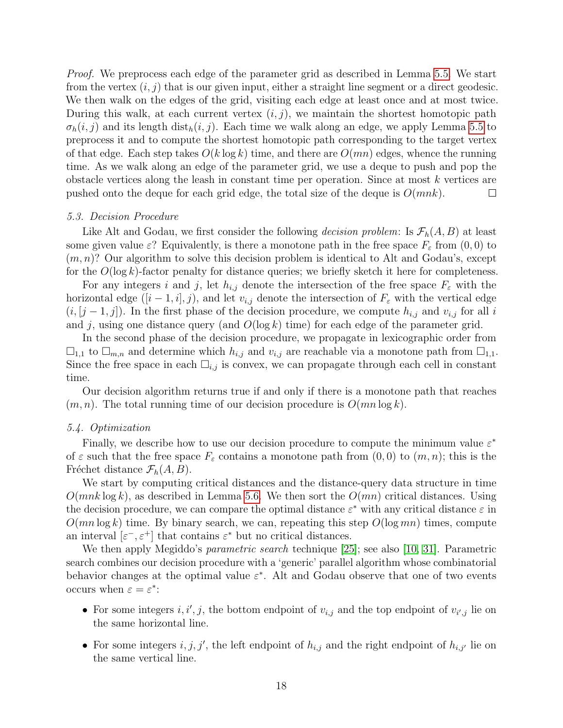*Proof.* We preprocess each edge of the parameter grid as described in Lemma 5.5. We start from the vertex $(i, j)$ that is our given input, either a straight line segment or a direct geodesic. We then walk on the edges of the grid, visiting each edge at least once and at most twice. During this walk, at each current vertex $(i, j)$, we maintain the shortest homotopic path $\sigma_h(i, j)$ and its length $\mathrm{dist}_h(i, j)$. Each time we walk along an edge, we apply Lemma 5.5 to preprocess it and to compute the shortest homotopic path corresponding to the target vertex of that edge. Each step takes $O(k \log k)$ time, and there are $O(mn)$ edges, whence the running time. As we walk along an edge of the parameter grid, we use a deque to push and pop the obstacle vertices along the leash in constant time per operation. Since at most $k$ vertices are pushed onto the deque for each grid edge, the total size of the deque is $O(mnk)$. ◻

### 5.3. Decision Procedure

Like Alt and Godau, we first consider the following *decision problem*: Is $\mathcal{F}_h(A, B)$ at least some given value $\varepsilon$? Equivalently, is there a monotone path in the free space $F_\varepsilon$ from $(0, 0)$ to $(m, n)$? Our algorithm to solve this decision problem is identical to Alt and Godau's, except for the $O(\log k)$-factor penalty for distance queries; we briefly sketch it here for completeness.

For any integers $i$ and $j$, let $h_{i,j}$ denote the intersection of the free space $F_\varepsilon$ with the horizontal edge $([i-1, i], j)$, and let $v_{i,j}$ denote the intersection of $F_\varepsilon$ with the vertical edge $(i, [j-1, j])$. In the first phase of the decision procedure, we compute $h_{i,j}$ and $v_{i,j}$ for all $i$ and $j$, using one distance query (and $O(\log k)$ time) for each edge of the parameter grid.

In the second phase of the decision procedure, we propagate in lexicographic order from $\square_{1,1}$ to $\square_{m,n}$ and determine which $h_{i,j}$ and $v_{i,j}$ are reachable via a monotone path from $\square_{1,1}$. Since the free space in each $\square_{i,j}$ is convex, we can propagate through each cell in constant time.

Our decision algorithm returns true if and only if there is a monotone path that reaches $(m, n)$. The total running time of our decision procedure is $O(mn \log k)$.

### 5.4. Optimization

Finally, we describe how to use our decision procedure to compute the minimum value $\varepsilon^*$ of $\varepsilon$ such that the free space $F_\varepsilon$ contains a monotone path from $(0, 0)$ to $(m, n)$; this is the Fréchet distance $\mathcal{F}_h(A, B)$.

We start by computing critical distances and the distance-query data structure in time $O(mnk \log k)$, as described in Lemma 5.6. We then sort the $O(mn)$ critical distances. Using the decision procedure, we can compare the optimal distance $\varepsilon^*$ with any critical distance $\varepsilon$ in $O(mn \log k)$ time. By binary search, we can, repeating this step $O(\log mn)$ times, compute an interval $[\varepsilon^-, \varepsilon^+]$ that contains $\varepsilon^*$ but no critical distances.

We then apply Megiddo's *parametric search* technique [25]; see also [10, 31]. Parametric search combines our decision procedure with a 'generic' parallel algorithm whose combinatorial behavior changes at the optimal value $\varepsilon^*$. Alt and Godau observe that one of two events occurs when $\varepsilon = \varepsilon^*$:

- For some integers $i, i', j$, the bottom endpoint of $v_{i,j}$ and the top endpoint of $v_{i',j}$ lie on the same horizontal line.
- For some integers $i, j, j'$, the left endpoint of $h_{i,j}$ and the right endpoint of $h_{i,j'}$ lie on the same vertical line.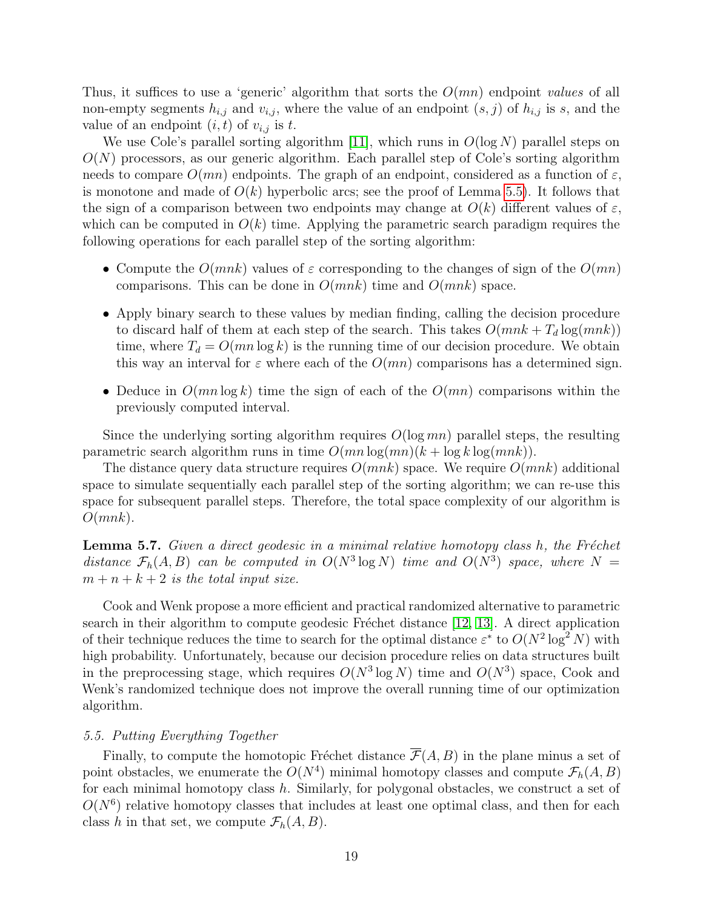Thus, it suffices to use a 'generic' algorithm that sorts the $O(mn)$ endpoint *values* of all non-empty segments $h_{i,j}$ and $v_{i,j}$, where the value of an endpoint $(s, j)$ of $h_{i,j}$ is $s$, and the value of an endpoint $(i, t)$ of $v_{i,j}$ is $t$.

We use Cole's parallel sorting algorithm [11], which runs in $O(\log N)$ parallel steps on $O(N)$ processors, as our generic algorithm. Each parallel step of Cole's sorting algorithm needs to compare $O(mn)$ endpoints. The graph of an endpoint, considered as a function of $\varepsilon$, is monotone and made of $O(k)$ hyperbolic arcs; see the proof of Lemma 5.5). It follows that the sign of a comparison between two endpoints may change at $O(k)$ different values of $\varepsilon$, which can be computed in $O(k)$ time. Applying the parametric search paradigm requires the following operations for each parallel step of the sorting algorithm:

- Compute the $O(mnk)$ values of $\varepsilon$ corresponding to the changes of sign of the $O(mn)$ comparisons. This can be done in $O(mnk)$ time and $O(mnk)$ space.
- Apply binary search to these values by median finding, calling the decision procedure to discard half of them at each step of the search. This takes $O(mnk + T_d \log(mnk))$ time, where $T_d = O(mn \log k)$ is the running time of our decision procedure. We obtain this way an interval for $\varepsilon$ where each of the $O(mn)$ comparisons has a determined sign.
- Deduce in $O(mn \log k)$ time the sign of each of the $O(mn)$ comparisons within the previously computed interval.

Since the underlying sorting algorithm requires $O(\log mn)$ parallel steps, the resulting parametric search algorithm runs in time $O(mn \log(mn)(k + \log k \log(mnk))$.

The distance query data structure requires $O(mnk)$ space. We require $O(mnk)$ additional space to simulate sequentially each parallel step of the sorting algorithm; we can re-use this space for subsequent parallel steps. Therefore, the total space complexity of our algorithm is $O(mnk)$.

**Lemma 5.7.** *Given a direct geodesic in a minimal relative homotopy class $h$, the Fréchet distance $\mathcal{F}_h(A, B)$ can be computed in $O(N^3 \log N)$ time and $O(N^3)$ space, where $N = m + n + k + 2$ is the total input size.*

Cook and Wenk propose a more efficient and practical randomized alternative to parametric search in their algorithm to compute geodesic Fréchet distance [12, 13]. A direct application of their technique reduces the time to search for the optimal distance $\varepsilon^*$ to $O(N^2 \log^2 N)$ with high probability. Unfortunately, because our decision procedure relies on data structures built in the preprocessing stage, which requires $O(N^3 \log N)$ time and $O(N^3)$ space, Cook and Wenk's randomized technique does not improve the overall running time of our optimization algorithm.

### *5.5. Putting Everything Together*

Finally, to compute the homotopic Fréchet distance $\overline{\mathcal{F}}(A, B)$ in the plane minus a set of point obstacles, we enumerate the $O(N^4)$ minimal homotopy classes and compute $\mathcal{F}_h(A, B)$ for each minimal homotopy class $h$. Similarly, for polygonal obstacles, we construct a set of $O(N^6)$ relative homotopy classes that includes at least one optimal class, and then for each class $h$ in that set, we compute $\mathcal{F}_h(A, B)$.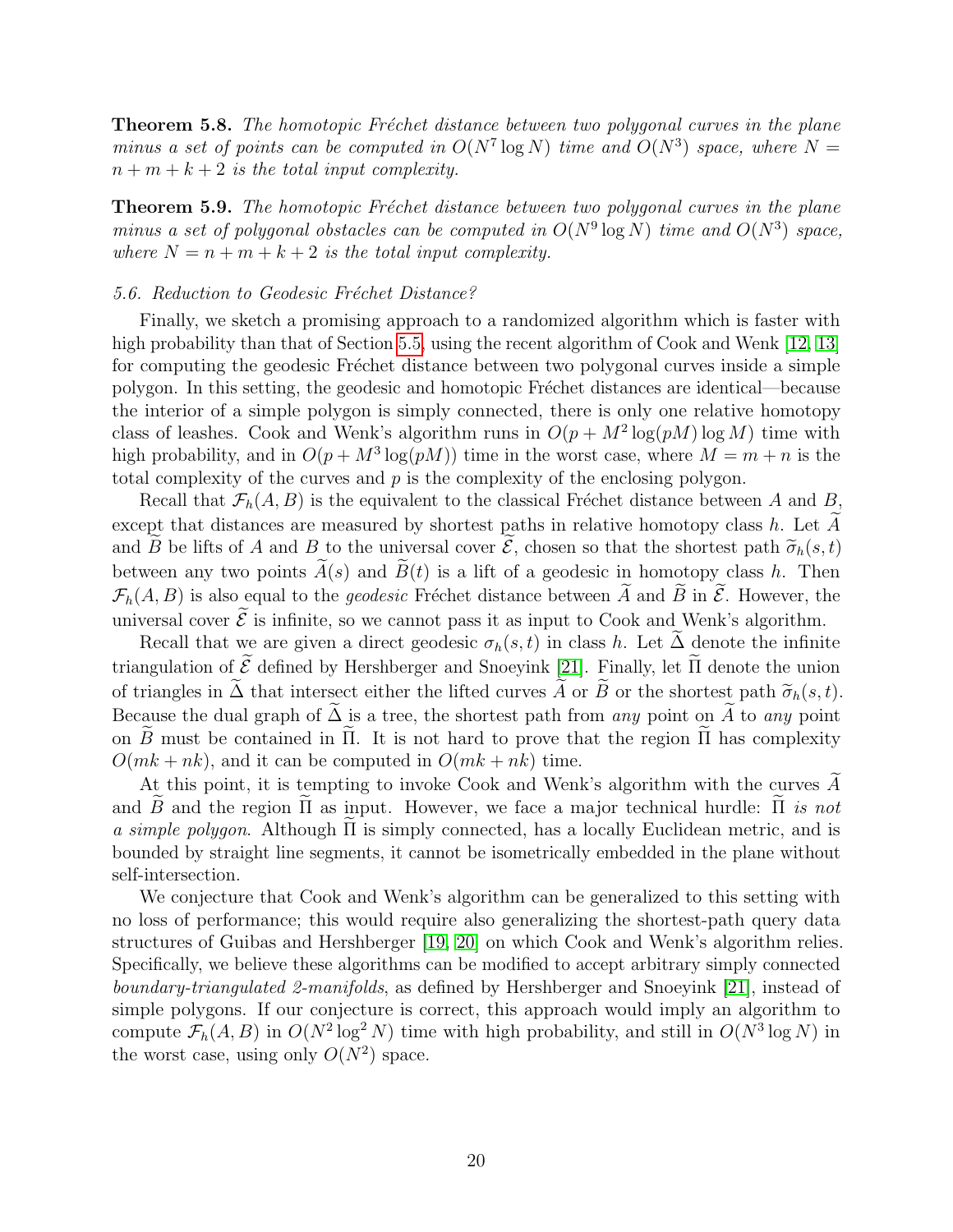**Theorem 5.8.** *The homotopic Fréchet distance between two polygonal curves in the plane minus a set of points can be computed in $O(N^7 \log N)$ time and $O(N^3)$ space, where $N = n + m + k + 2$ is the total input complexity.*

**Theorem 5.9.** *The homotopic Fréchet distance between two polygonal curves in the plane minus a set of polygonal obstacles can be computed in $O(N^9 \log N)$ time and $O(N^3)$ space, where $N = n + m + k + 2$ is the total input complexity.*

### 5.6. Reduction to Geodesic Fréchet Distance?

Finally, we sketch a promising approach to a randomized algorithm which is faster with high probability than that of Section 5.5, using the recent algorithm of Cook and Wenk [12, 13] for computing the geodesic Fréchet distance between two polygonal curves inside a simple polygon. In this setting, the geodesic and homotopic Fréchet distances are identical—because the interior of a simple polygon is simply connected, there is only one relative homotopy class of leashes. Cook and Wenk's algorithm runs in $O(p + M^2 \log(pM) \log M)$ time with high probability, and in $O(p + M^3 \log(pM))$ time in the worst case, where $M = m + n$ is the total complexity of the curves and $p$ is the complexity of the enclosing polygon.

Recall that $\mathcal{F}_h(A, B)$ is the equivalent to the classical Fréchet distance between $A$ and $B$, except that distances are measured by shortest paths in relative homotopy class $h$. Let $\widetilde{A}$ and $\widetilde{B}$ be lifts of $A$ and $B$ to the universal cover $\widetilde{\mathcal{E}}$, chosen so that the shortest path $\widetilde{\sigma}_h(s, t)$ between any two points $\widetilde{A}(s)$ and $\widetilde{B}(t)$ is a lift of a geodesic in homotopy class $h$. Then $\mathcal{F}_h(A, B)$ is also equal to the *geodesic* Fréchet distance between $\widetilde{A}$ and $\widetilde{B}$ in $\widetilde{\mathcal{E}}$. However, the universal cover $\widetilde{\mathcal{E}}$ is infinite, so we cannot pass it as input to Cook and Wenk's algorithm.

Recall that we are given a direct geodesic $\sigma_h(s, t)$ in class $h$. Let $\widetilde{\Delta}$ denote the infinite triangulation of $\widetilde{\mathcal{E}}$ defined by Hershberger and Snoeyink [21]. Finally, let $\widetilde{\Pi}$ denote the union of triangles in $\widetilde{\Delta}$ that intersect either the lifted curves $\widetilde{A}$ or $\widetilde{B}$ or the shortest path $\widetilde{\sigma}_h(s, t)$. Because the dual graph of $\widetilde{\Delta}$ is a tree, the shortest path from *any* point on $\widetilde{A}$ to *any* point on $\widetilde{B}$ must be contained in $\widetilde{\Pi}$. It is not hard to prove that the region $\widetilde{\Pi}$ has complexity $O(mk + nk)$, and it can be computed in $O(mk + nk)$ time.

At this point, it is tempting to invoke Cook and Wenk's algorithm with the curves $\widetilde{A}$ and $\widetilde{B}$ and the region $\widetilde{\Pi}$ as input. However, we face a major technical hurdle: $\widetilde{\Pi}$ *is not a simple polygon*. Although $\widetilde{\Pi}$ is simply connected, has a locally Euclidean metric, and is bounded by straight line segments, it cannot be isometrically embedded in the plane without self-intersection.

We conjecture that Cook and Wenk's algorithm can be generalized to this setting with no loss of performance; this would require also generalizing the shortest-path query data structures of Guibas and Hershberger [19, 20] on which Cook and Wenk's algorithm relies. Specifically, we believe these algorithms can be modified to accept arbitrary simply connected *boundary-triangulated 2-manifolds*, as defined by Hershberger and Snoeyink [21], instead of simple polygons. If our conjecture is correct, this approach would imply an algorithm to compute $\mathcal{F}_h(A, B)$ in $O(N^2 \log^2 N)$ time with high probability, and still in $O(N^3 \log N)$ in the worst case, using only $O(N^2)$ space.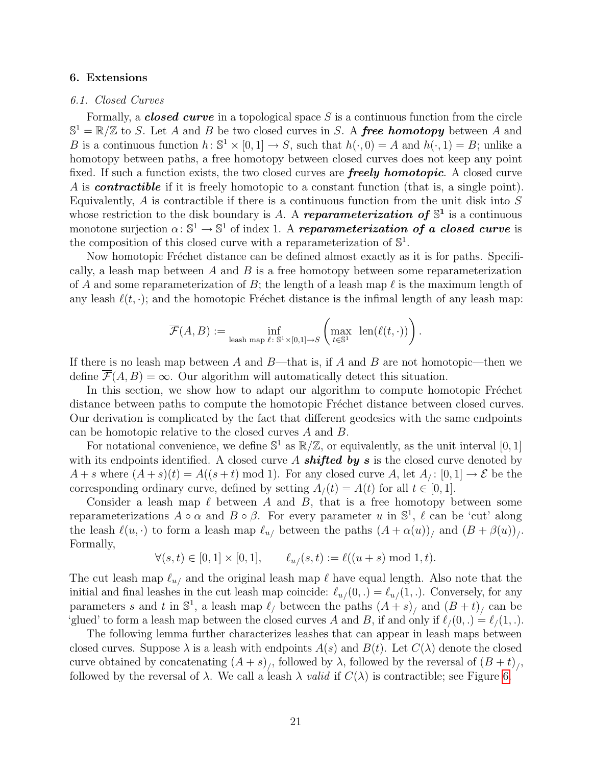## 6. Extensions

### 6.1. Closed Curves

Formally, a ***closed curve*** in a topological space $S$ is a continuous function from the circle $\mathbb{S}^1 = \mathbb{R}/\mathbb{Z}$ to $S$. Let $A$ and $B$ be two closed curves in $S$. A ***free homotopy*** between $A$ and $B$ is a continuous function $h\colon \mathbb{S}^1 \times [0,1] \to S$, such that $h(\cdot, 0) = A$ and $h(\cdot, 1) = B$; unlike a homotopy between paths, a free homotopy between closed curves does not keep any point fixed. If such a function exists, the two closed curves are ***freely homotopic***. A closed curve $A$ is ***contractible*** if it is freely homotopic to a constant function (that is, a single point). Equivalently, $A$ is contractible if there is a continuous function from the unit disk into $S$ whose restriction to the disk boundary is $A$. A ***reparameterization of*** $\mathbb{S}^1$ is a continuous monotone surjection $\alpha\colon \mathbb{S}^1 \to \mathbb{S}^1$ of index 1. A ***reparameterization of a closed curve*** is the composition of this closed curve with a reparameterization of $\mathbb{S}^1$.

Now homotopic Fréchet distance can be defined almost exactly as it is for paths. Specifically, a leash map between $A$ and $B$ is a free homotopy between some reparameterization of $A$ and some reparameterization of $B$; the length of a leash map $\ell$ is the maximum length of any leash $\ell(t, \cdot)$; and the homotopic Fréchet distance is the infimal length of any leash map:

$$\overline{\mathcal{F}}(A,B) := \inf_{\text{leash map } \ell\colon \mathbb{S}^1 \times [0,1] \to S} \left( \max_{t \in \mathbb{S}^1} \ \mathrm{len}(\ell(t, \cdot)) \right).$$

If there is no leash map between $A$ and $B$—that is, if $A$ and $B$ are not homotopic—then we define $\overline{\mathcal{F}}(A,B) = \infty$. Our algorithm will automatically detect this situation.

In this section, we show how to adapt our algorithm to compute homotopic Fréchet distance between paths to compute the homotopic Fréchet distance between closed curves. Our derivation is complicated by the fact that different geodesics with the same endpoints can be homotopic relative to the closed curves $A$ and $B$.

For notational convenience, we define $\mathbb{S}^1$ as $\mathbb{R}/\mathbb{Z}$, or equivalently, as the unit interval $[0,1]$ with its endpoints identified. A closed curve $A$ ***shifted by s*** is the closed curve denoted by $A + s$ where $(A+s)(t) = A((s+t) \bmod 1)$. For any closed curve $A$, let $A_/\colon [0,1] \to \mathcal{E}$ be the corresponding ordinary curve, defined by setting $A_/(t) = A(t)$ for all $t \in [0,1]$.

Consider a leash map $\ell$ between $A$ and $B$, that is a free homotopy between some reparameterizations $A \circ \alpha$ and $B \circ \beta$. For every parameter $u$ in $\mathbb{S}^1$, $\ell$ can be 'cut' along the leash $\ell(u, \cdot)$ to form a leash map $\ell_{u/}$ between the paths $(A + \alpha(u))_/$ and $(B + \beta(u))_/$. Formally,

$$\forall (s,t) \in [0,1] \times [0,1], \qquad \ell_{u/}(s,t) := \ell((u+s) \bmod 1, t).$$

The cut leash map $\ell_{u/}$ and the original leash map $\ell$ have equal length. Also note that the initial and final leashes in the cut leash map coincide: $\ell_{u/}(0,.) = \ell_{u/}(1,.)$. Conversely, for any parameters $s$ and $t$ in $\mathbb{S}^1$, a leash map $\ell_/$ between the paths $(A+s)_/$ and $(B+t)_/$ can be 'glued' to form a leash map between the closed curves $A$ and $B$, if and only if $\ell_/(0,.) = \ell_/(1,.)$.

The following lemma further characterizes leashes that can appear in leash maps between closed curves. Suppose $\lambda$ is a leash with endpoints $A(s)$ and $B(t)$. Let $C(\lambda)$ denote the closed curve obtained by concatenating $(A+s)_/$, followed by $\lambda$, followed by the reversal of $(B+t)_/$, followed by the reversal of $\lambda$. We call a leash $\lambda$ *valid* if $C(\lambda)$ is contractible; see Figure 6.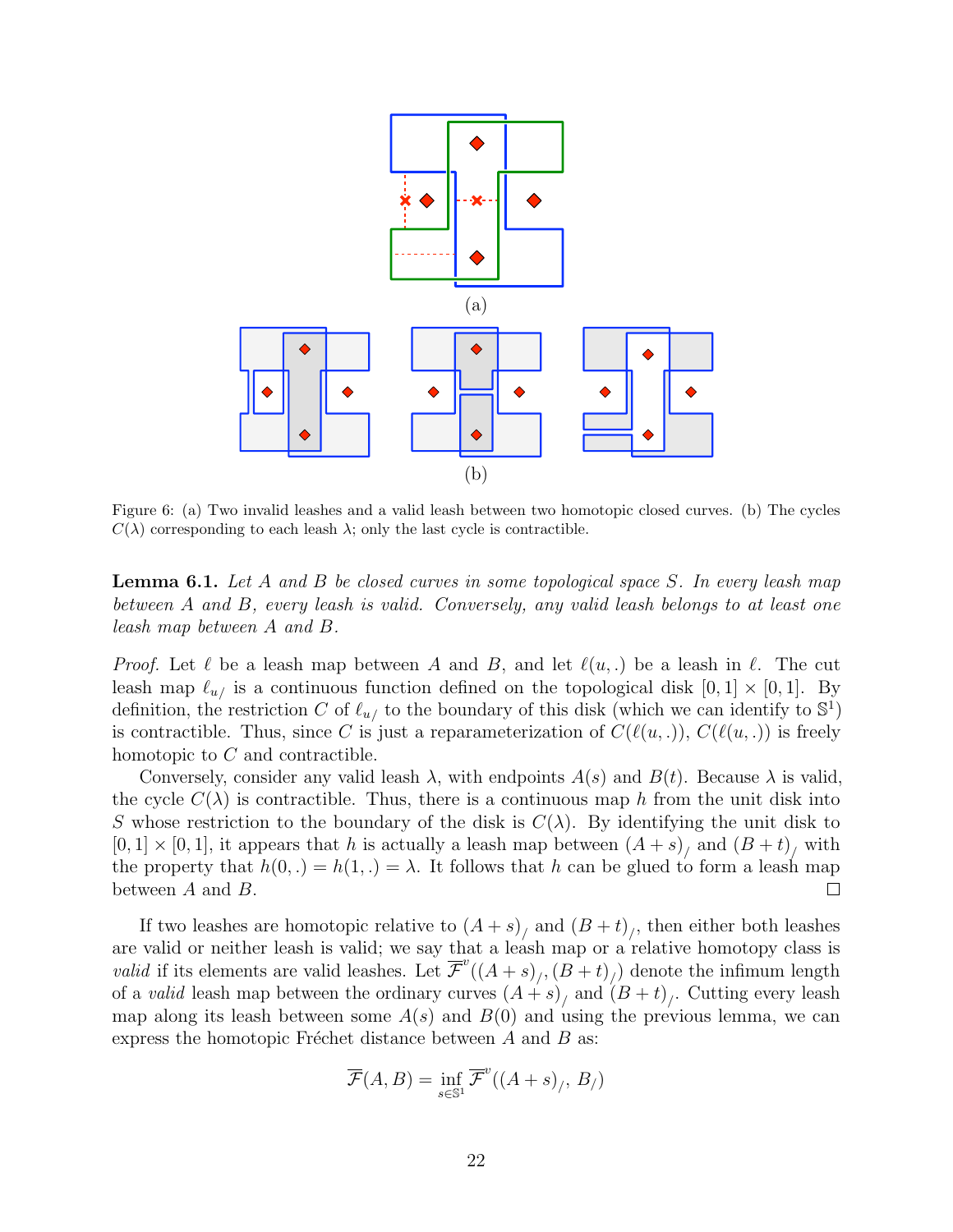Figure 6: (a) Two invalid leashes and a valid leash between two homotopic closed curves. (b) The cycles $C(\lambda)$ corresponding to each leash $\lambda$; only the last cycle is contractible.

**Lemma 6.1.** *Let $A$ and $B$ be closed curves in some topological space $S$. In every leash map between $A$ and $B$, every leash is valid. Conversely, any valid leash belongs to at least one leash map between $A$ and $B$.*

*Proof.* Let $\ell$ be a leash map between $A$ and $B$, and let $\ell(u, .)$ be a leash in $\ell$. The cut leash map $\ell_{u/}$ is a continuous function defined on the topological disk $[0,1] \times [0,1]$. By definition, the restriction $C$ of $\ell_{u/}$ to the boundary of this disk (which we can identify to $\mathbb{S}^1$) is contractible. Thus, since $C$ is just a reparameterization of $C(\ell(u, .))$, $C(\ell(u, .))$ is freely homotopic to $C$ and contractible.

Conversely, consider any valid leash $\lambda$, with endpoints $A(s)$ and $B(t)$. Because $\lambda$ is valid, the cycle $C(\lambda)$ is contractible. Thus, there is a continuous map $h$ from the unit disk into $S$ whose restriction to the boundary of the disk is $C(\lambda)$. By identifying the unit disk to $[0,1] \times [0,1]$, it appears that $h$ is actually a leash map between $(A+s)_/$ and $(B+t)_/$ with the property that $h(0, .) = h(1, .) = \lambda$. It follows that $h$ can be glued to form a leash map between $A$ and $B$. $\square$

If two leashes are homotopic relative to $(A+s)_/$ and $(B+t)_/$, then either both leashes are valid or neither leash is valid; we say that a leash map or a relative homotopy class is *valid* if its elements are valid leashes. Let $\overline{\mathcal{F}}^v((A+s)_/, (B+t)_/)$ denote the infimum length of a *valid* leash map between the ordinary curves $(A+s)_/$ and $(B+t)_/$. Cutting every leash map along its leash between some $A(s)$ and $B(0)$ and using the previous lemma, we can express the homotopic Fréchet distance between $A$ and $B$ as:

$$\overline{\mathcal{F}}(A, B) = \inf_{s \in \mathbb{S}^1} \overline{\mathcal{F}}^v((A+s)_/, B_/)$$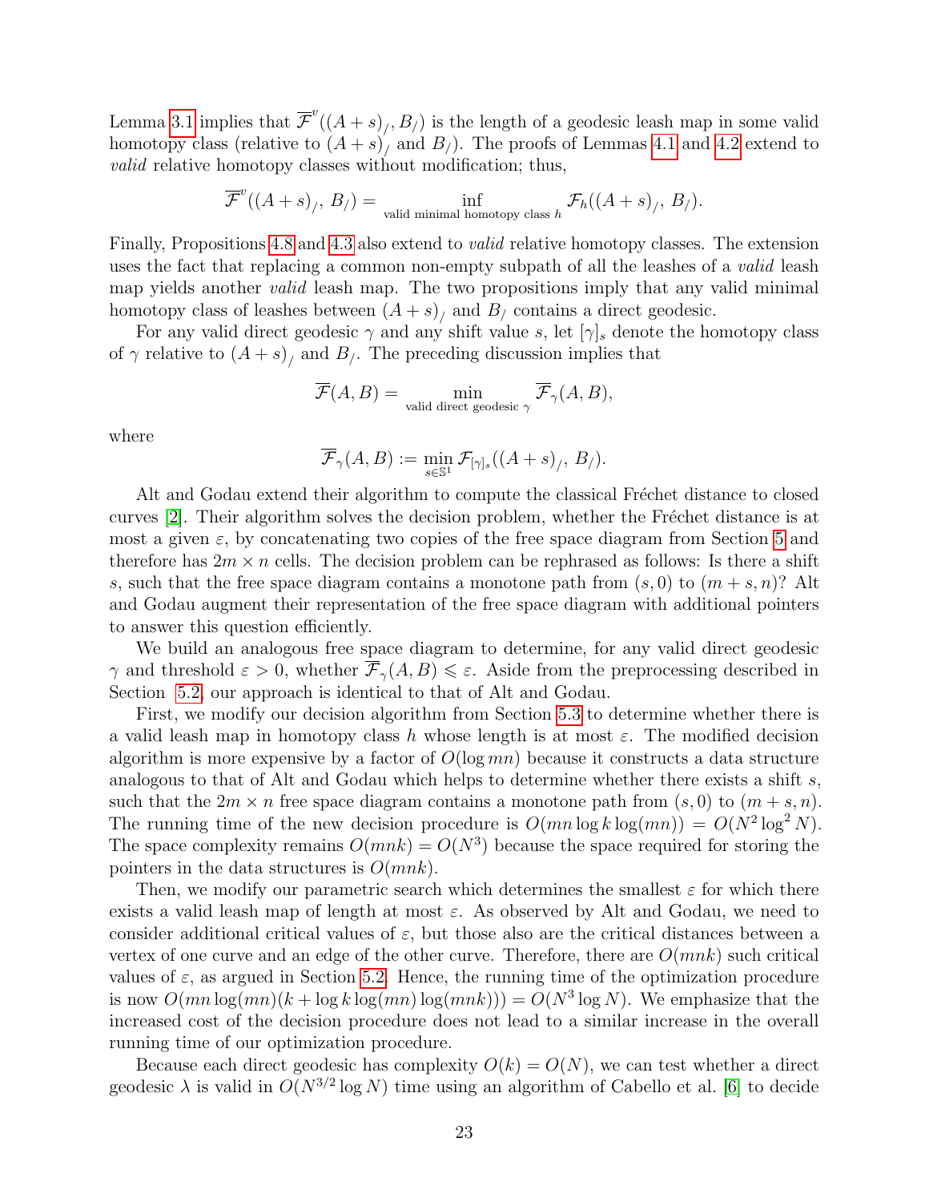Lemma 3.1 implies that $\overline{\mathcal{F}}^v((A+s)_/, B_/)$ is the length of a geodesic leash map in some valid homotopy class (relative to $(A+s)_/$ and $B_/$). The proofs of Lemmas 4.1 and 4.2 extend to *valid* relative homotopy classes without modification; thus,

$$\overline{\mathcal{F}}^v((A+s)_/, B_/) = \inf_{\text{valid minimal homotopy class } h} \mathcal{F}_h((A+s)_/, B_/).$$

Finally, Propositions 4.8 and 4.3 also extend to *valid* relative homotopy classes. The extension uses the fact that replacing a common non-empty subpath of all the leashes of a *valid* leash map yields another *valid* leash map. The two propositions imply that any valid minimal homotopy class of leashes between $(A+s)_/$ and $B_/$ contains a direct geodesic.

For any valid direct geodesic $\gamma$ and any shift value $s$, let $[\gamma]_s$ denote the homotopy class of $\gamma$ relative to $(A+s)_/$ and $B_/$. The preceding discussion implies that

$$\overline{\mathcal{F}}(A, B) = \min_{\text{valid direct geodesic } \gamma} \overline{\mathcal{F}}_\gamma(A, B),$$

where

$$\overline{\mathcal{F}}_\gamma(A, B) := \min_{s \in \mathbb{S}^1} \mathcal{F}_{[\gamma]_s}((A+s)_/, B_/).$$

Alt and Godau extend their algorithm to compute the classical Fréchet distance to closed curves [2]. Their algorithm solves the decision problem, whether the Fréchet distance is at most a given $\varepsilon$, by concatenating two copies of the free space diagram from Section 5 and therefore has $2m \times n$ cells. The decision problem can be rephrased as follows: Is there a shift $s$, such that the free space diagram contains a monotone path from $(s, 0)$ to $(m+s, n)$? Alt and Godau augment their representation of the free space diagram with additional pointers to answer this question efficiently.

We build an analogous free space diagram to determine, for any valid direct geodesic $\gamma$ and threshold $\varepsilon > 0$, whether $\overline{\mathcal{F}}_\gamma(A, B) \leqslant \varepsilon$. Aside from the preprocessing described in Section 5.2, our approach is identical to that of Alt and Godau.

First, we modify our decision algorithm from Section 5.3 to determine whether there is a valid leash map in homotopy class $h$ whose length is at most $\varepsilon$. The modified decision algorithm is more expensive by a factor of $O(\log mn)$ because it constructs a data structure analogous to that of Alt and Godau which helps to determine whether there exists a shift $s$, such that the $2m \times n$ free space diagram contains a monotone path from $(s, 0)$ to $(m+s, n)$. The running time of the new decision procedure is $O(mn \log k \log(mn)) = O(N^2 \log^2 N)$. The space complexity remains $O(mnk) = O(N^3)$ because the space required for storing the pointers in the data structures is $O(mnk)$.

Then, we modify our parametric search which determines the smallest $\varepsilon$ for which there exists a valid leash map of length at most $\varepsilon$. As observed by Alt and Godau, we need to consider additional critical values of $\varepsilon$, but those also are the critical distances between a vertex of one curve and an edge of the other curve. Therefore, there are $O(mnk)$ such critical values of $\varepsilon$, as argued in Section 5.2. Hence, the running time of the optimization procedure is now $O(mn \log(mn)(k + \log k \log(mn) \log(mnk))) = O(N^3 \log N)$. We emphasize that the increased cost of the decision procedure does not lead to a similar increase in the overall running time of our optimization procedure.

Because each direct geodesic has complexity $O(k) = O(N)$, we can test whether a direct geodesic $\lambda$ is valid in $O(N^{3/2} \log N)$ time using an algorithm of Cabello et al. [6] to decide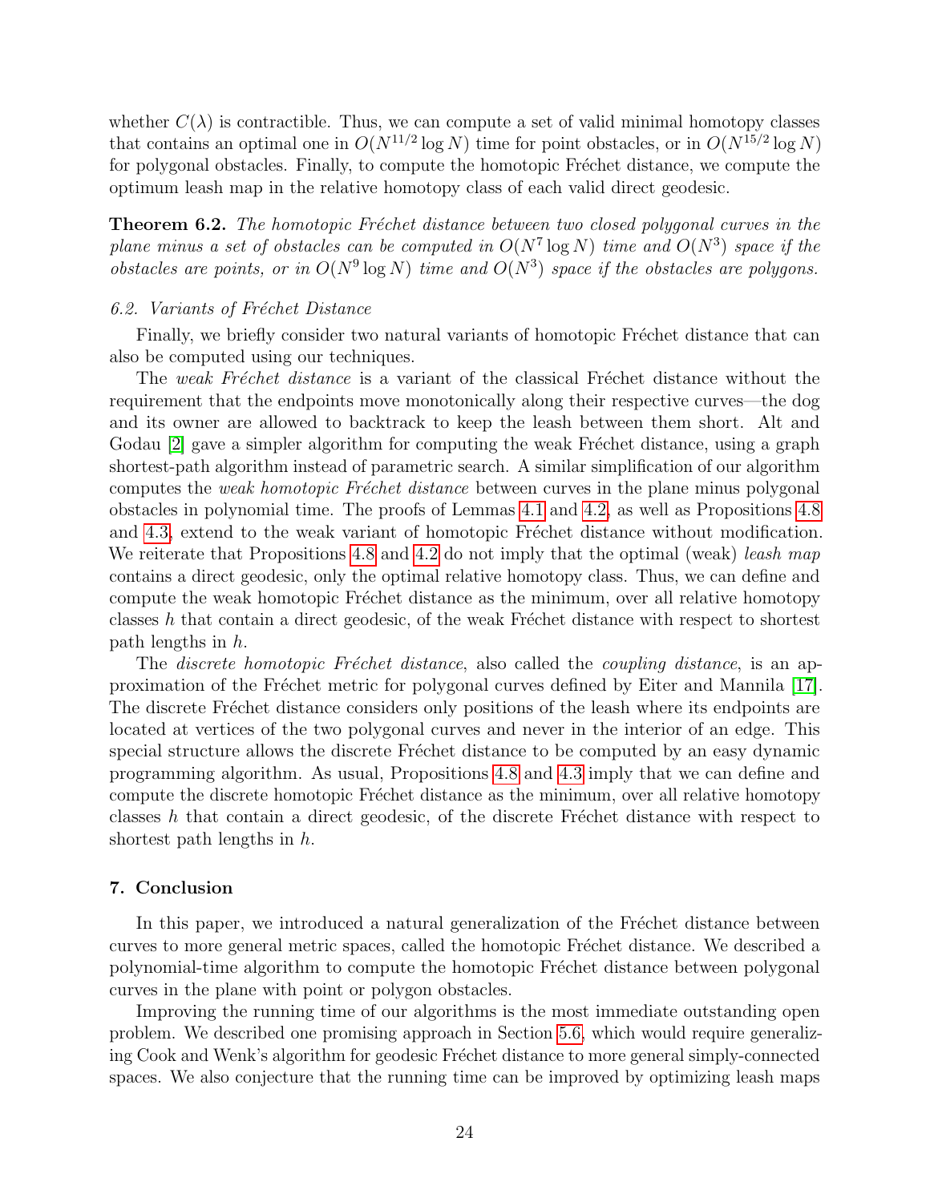whether $C(\lambda)$ is contractible. Thus, we can compute a set of valid minimal homotopy classes that contains an optimal one in $O(N^{11/2} \log N)$ time for point obstacles, or in $O(N^{15/2} \log N)$ for polygonal obstacles. Finally, to compute the homotopic Fréchet distance, we compute the optimum leash map in the relative homotopy class of each valid direct geodesic.

**Theorem 6.2.** *The homotopic Fréchet distance between two closed polygonal curves in the plane minus a set of obstacles can be computed in $O(N^7 \log N)$ time and $O(N^3)$ space if the obstacles are points, or in $O(N^9 \log N)$ time and $O(N^3)$ space if the obstacles are polygons.*

### *6.2. Variants of Fréchet Distance*

Finally, we briefly consider two natural variants of homotopic Fréchet distance that can also be computed using our techniques.

The *weak Fréchet distance* is a variant of the classical Fréchet distance without the requirement that the endpoints move monotonically along their respective curves—the dog and its owner are allowed to backtrack to keep the leash between them short. Alt and Godau [2] gave a simpler algorithm for computing the weak Fréchet distance, using a graph shortest-path algorithm instead of parametric search. A similar simplification of our algorithm computes the *weak homotopic Fréchet distance* between curves in the plane minus polygonal obstacles in polynomial time. The proofs of Lemmas 4.1 and 4.2, as well as Propositions 4.8 and 4.3, extend to the weak variant of homotopic Fréchet distance without modification. We reiterate that Propositions 4.8 and 4.2 do not imply that the optimal (weak) *leash map* contains a direct geodesic, only the optimal relative homotopy class. Thus, we can define and compute the weak homotopic Fréchet distance as the minimum, over all relative homotopy classes $h$ that contain a direct geodesic, of the weak Fréchet distance with respect to shortest path lengths in $h$.

The *discrete homotopic Fréchet distance*, also called the *coupling distance*, is an approximation of the Fréchet metric for polygonal curves defined by Eiter and Mannila [17]. The discrete Fréchet distance considers only positions of the leash where its endpoints are located at vertices of the two polygonal curves and never in the interior of an edge. This special structure allows the discrete Fréchet distance to be computed by an easy dynamic programming algorithm. As usual, Propositions 4.8 and 4.3 imply that we can define and compute the discrete homotopic Fréchet distance as the minimum, over all relative homotopy classes $h$ that contain a direct geodesic, of the discrete Fréchet distance with respect to shortest path lengths in $h$.

## 7. Conclusion

In this paper, we introduced a natural generalization of the Fréchet distance between curves to more general metric spaces, called the homotopic Fréchet distance. We described a polynomial-time algorithm to compute the homotopic Fréchet distance between polygonal curves in the plane with point or polygon obstacles.

Improving the running time of our algorithms is the most immediate outstanding open problem. We described one promising approach in Section 5.6, which would require generalizing Cook and Wenk's algorithm for geodesic Fréchet distance to more general simply-connected spaces. We also conjecture that the running time can be improved by optimizing leash maps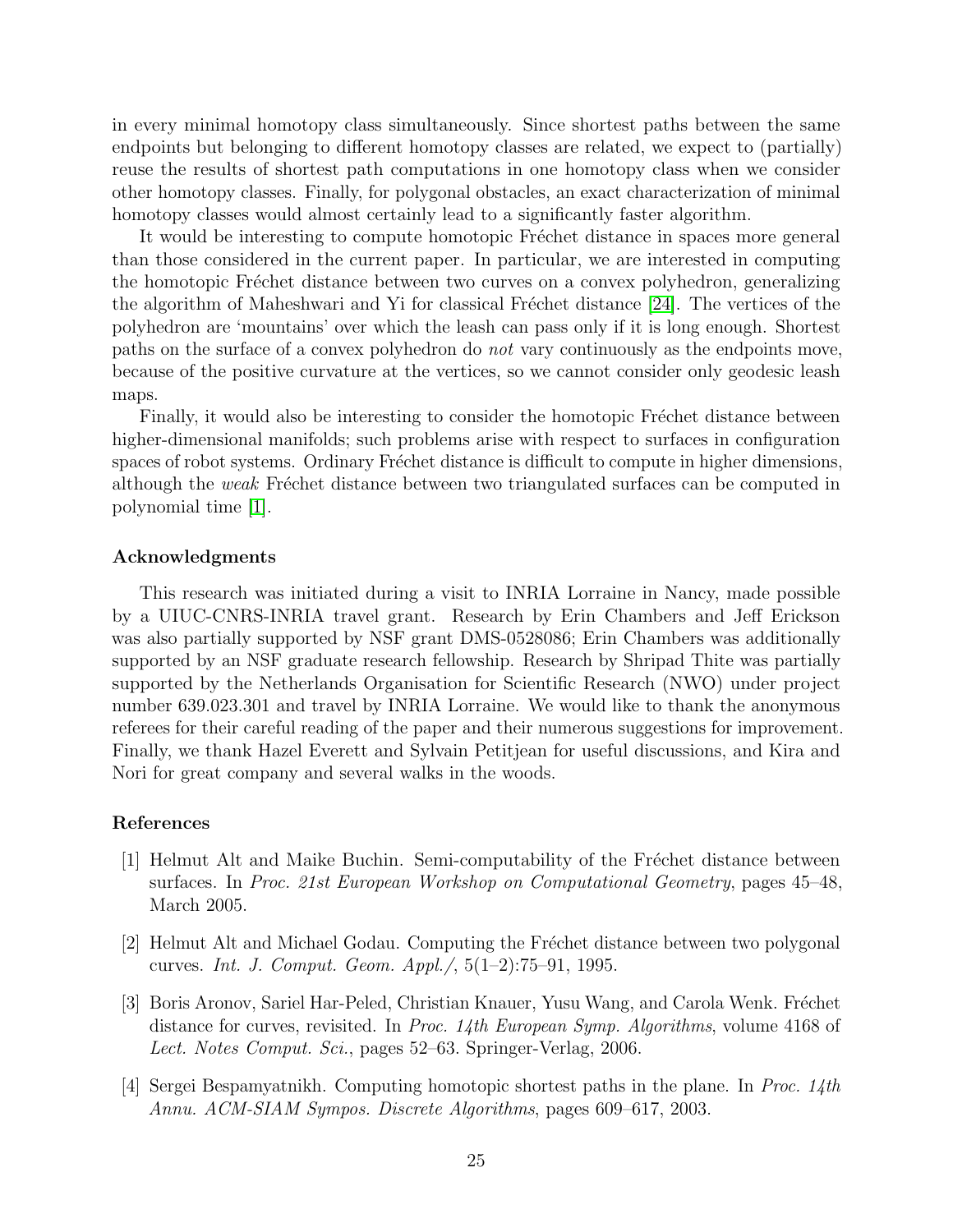in every minimal homotopy class simultaneously. Since shortest paths between the same endpoints but belonging to different homotopy classes are related, we expect to (partially) reuse the results of shortest path computations in one homotopy class when we consider other homotopy classes. Finally, for polygonal obstacles, an exact characterization of minimal homotopy classes would almost certainly lead to a significantly faster algorithm.

It would be interesting to compute homotopic Fréchet distance in spaces more general than those considered in the current paper. In particular, we are interested in computing the homotopic Fréchet distance between two curves on a convex polyhedron, generalizing the algorithm of Maheshwari and Yi for classical Fréchet distance [24]. The vertices of the polyhedron are 'mountains' over which the leash can pass only if it is long enough. Shortest paths on the surface of a convex polyhedron do *not* vary continuously as the endpoints move, because of the positive curvature at the vertices, so we cannot consider only geodesic leash maps.

Finally, it would also be interesting to consider the homotopic Fréchet distance between higher-dimensional manifolds; such problems arise with respect to surfaces in configuration spaces of robot systems. Ordinary Fréchet distance is difficult to compute in higher dimensions, although the *weak* Fréchet distance between two triangulated surfaces can be computed in polynomial time [1].

### Acknowledgments

This research was initiated during a visit to INRIA Lorraine in Nancy, made possible by a UIUC-CNRS-INRIA travel grant. Research by Erin Chambers and Jeff Erickson was also partially supported by NSF grant DMS-0528086; Erin Chambers was additionally supported by an NSF graduate research fellowship. Research by Shripad Thite was partially supported by the Netherlands Organisation for Scientific Research (NWO) under project number 639.023.301 and travel by INRIA Lorraine. We would like to thank the anonymous referees for their careful reading of the paper and their numerous suggestions for improvement. Finally, we thank Hazel Everett and Sylvain Petitjean for useful discussions, and Kira and Nori for great company and several walks in the woods.

### References

[1] Helmut Alt and Maike Buchin. Semi-computability of the Fréchet distance between surfaces. In *Proc. 21st European Workshop on Computational Geometry*, pages 45–48, March 2005.

[2] Helmut Alt and Michael Godau. Computing the Fréchet distance between two polygonal curves. *Int. J. Comput. Geom. Appl./*, 5(1–2):75–91, 1995.

[3] Boris Aronov, Sariel Har-Peled, Christian Knauer, Yusu Wang, and Carola Wenk. Fréchet distance for curves, revisited. In *Proc. 14th European Symp. Algorithms*, volume 4168 of *Lect. Notes Comput. Sci.*, pages 52–63. Springer-Verlag, 2006.

[4] Sergei Bespamyatnikh. Computing homotopic shortest paths in the plane. In *Proc. 14th Annu. ACM-SIAM Sympos. Discrete Algorithms*, pages 609–617, 2003.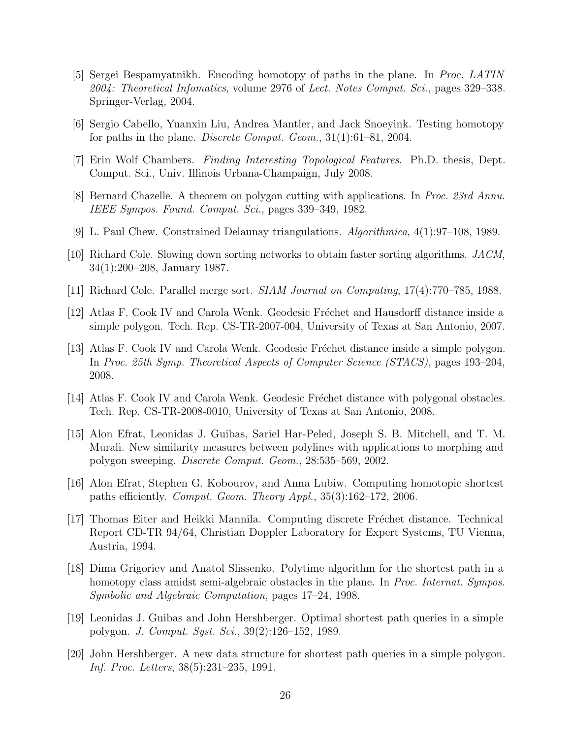[5] Sergei Bespamyatnikh. Encoding homotopy of paths in the plane. In *Proc. LATIN 2004: Theoretical Infomatics*, volume 2976 of *Lect. Notes Comput. Sci.*, pages 329–338. Springer-Verlag, 2004.

[6] Sergio Cabello, Yuanxin Liu, Andrea Mantler, and Jack Snoeyink. Testing homotopy for paths in the plane. *Discrete Comput. Geom.*, 31(1):61–81, 2004.

[7] Erin Wolf Chambers. *Finding Interesting Topological Features*. Ph.D. thesis, Dept. Comput. Sci., Univ. Illinois Urbana-Champaign, July 2008.

[8] Bernard Chazelle. A theorem on polygon cutting with applications. In *Proc. 23rd Annu. IEEE Sympos. Found. Comput. Sci.*, pages 339–349, 1982.

[9] L. Paul Chew. Constrained Delaunay triangulations. *Algorithmica*, 4(1):97–108, 1989.

[10] Richard Cole. Slowing down sorting networks to obtain faster sorting algorithms. *JACM*, 34(1):200–208, January 1987.

[11] Richard Cole. Parallel merge sort. *SIAM Journal on Computing*, 17(4):770–785, 1988.

[12] Atlas F. Cook IV and Carola Wenk. Geodesic Fréchet and Hausdorff distance inside a simple polygon. Tech. Rep. CS-TR-2007-004, University of Texas at San Antonio, 2007.

[13] Atlas F. Cook IV and Carola Wenk. Geodesic Fréchet distance inside a simple polygon. In *Proc. 25th Symp. Theoretical Aspects of Computer Science (STACS)*, pages 193–204, 2008.

[14] Atlas F. Cook IV and Carola Wenk. Geodesic Fréchet distance with polygonal obstacles. Tech. Rep. CS-TR-2008-0010, University of Texas at San Antonio, 2008.

[15] Alon Efrat, Leonidas J. Guibas, Sariel Har-Peled, Joseph S. B. Mitchell, and T. M. Murali. New similarity measures between polylines with applications to morphing and polygon sweeping. *Discrete Comput. Geom.*, 28:535–569, 2002.

[16] Alon Efrat, Stephen G. Kobourov, and Anna Lubiw. Computing homotopic shortest paths efficiently. *Comput. Geom. Theory Appl.*, 35(3):162–172, 2006.

[17] Thomas Eiter and Heikki Mannila. Computing discrete Fréchet distance. Technical Report CD-TR 94/64, Christian Doppler Laboratory for Expert Systems, TU Vienna, Austria, 1994.

[18] Dima Grigoriev and Anatol Slissenko. Polytime algorithm for the shortest path in a homotopy class amidst semi-algebraic obstacles in the plane. In *Proc. Internat. Sympos. Symbolic and Algebraic Computation*, pages 17–24, 1998.

[19] Leonidas J. Guibas and John Hershberger. Optimal shortest path queries in a simple polygon. *J. Comput. Syst. Sci.*, 39(2):126–152, 1989.

[20] John Hershberger. A new data structure for shortest path queries in a simple polygon. *Inf. Proc. Letters*, 38(5):231–235, 1991.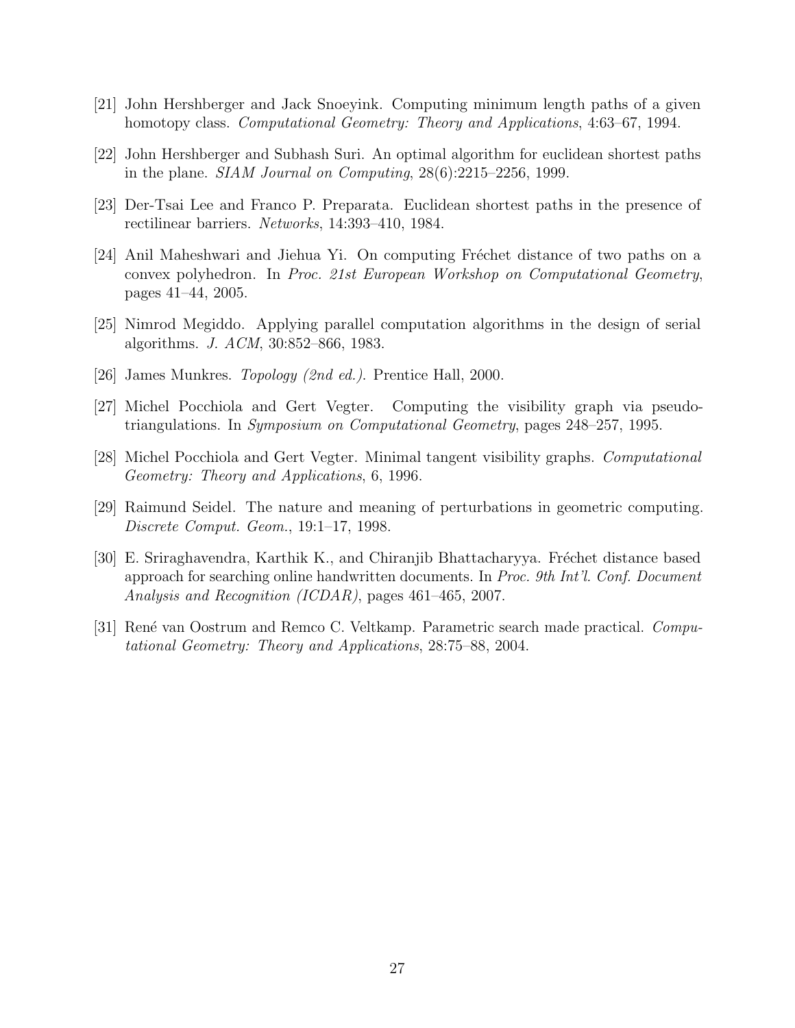[21] John Hershberger and Jack Snoeyink. Computing minimum length paths of a given homotopy class. *Computational Geometry: Theory and Applications*, 4:63–67, 1994.

[22] John Hershberger and Subhash Suri. An optimal algorithm for euclidean shortest paths in the plane. *SIAM Journal on Computing*, 28(6):2215–2256, 1999.

[23] Der-Tsai Lee and Franco P. Preparata. Euclidean shortest paths in the presence of rectilinear barriers. *Networks*, 14:393–410, 1984.

[24] Anil Maheshwari and Jiehua Yi. On computing Fréchet distance of two paths on a convex polyhedron. In *Proc. 21st European Workshop on Computational Geometry*, pages 41–44, 2005.

[25] Nimrod Megiddo. Applying parallel computation algorithms in the design of serial algorithms. *J. ACM*, 30:852–866, 1983.

[26] James Munkres. *Topology (2nd ed.)*. Prentice Hall, 2000.

[27] Michel Pocchiola and Gert Vegter. Computing the visibility graph via pseudo-triangulations. In *Symposium on Computational Geometry*, pages 248–257, 1995.

[28] Michel Pocchiola and Gert Vegter. Minimal tangent visibility graphs. *Computational Geometry: Theory and Applications*, 6, 1996.

[29] Raimund Seidel. The nature and meaning of perturbations in geometric computing. *Discrete Comput. Geom.*, 19:1–17, 1998.

[30] E. Sriraghavendra, Karthik K., and Chiranjib Bhattacharyya. Fréchet distance based approach for searching online handwritten documents. In *Proc. 9th Int'l. Conf. Document Analysis and Recognition (ICDAR)*, pages 461–465, 2007.

[31] René van Oostrum and Remco C. Veltkamp. Parametric search made practical. *Computational Geometry: Theory and Applications*, 28:75–88, 2004.